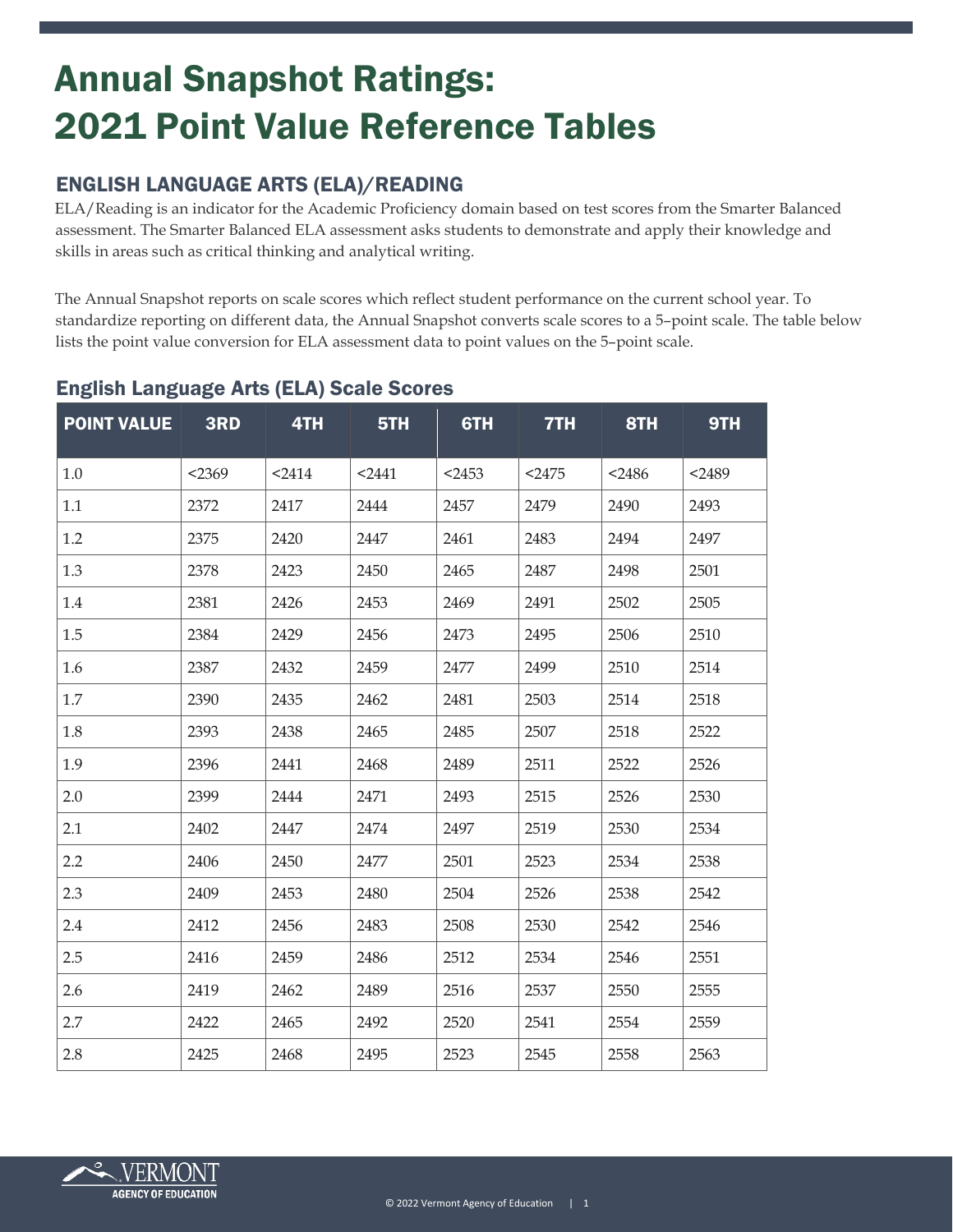# Annual Snapshot Ratings: 2021 Point Value Reference Tables

## ENGLISH LANGUAGE ARTS (ELA)/READING

ELA/Reading is an indicator for the Academic Proficiency domain based on test scores from the Smarter Balanced assessment. The Smarter Balanced ELA assessment asks students to demonstrate and apply their knowledge and skills in areas such as critical thinking and analytical writing.

The Annual Snapshot reports on scale scores which reflect student performance on the current school year. To standardize reporting on different data, the Annual Snapshot converts scale scores to a 5–point scale. The table below lists the point value conversion for ELA assessment data to point values on the 5–point scale.

### English Language Arts (ELA) Scale Scores

| POINT VALUE | 3RD | 4TH | 5TH | 6TH | 7TH | 8TH | 9TH |
|---|---|---|---|---|---|---|---|
| 1.0 | <2369 | <2414 | <2441 | <2453 | <2475 | <2486 | <2489 |
| 1.1 | 2372 | 2417 | 2444 | 2457 | 2479 | 2490 | 2493 |
| 1.2 | 2375 | 2420 | 2447 | 2461 | 2483 | 2494 | 2497 |
| 1.3 | 2378 | 2423 | 2450 | 2465 | 2487 | 2498 | 2501 |
| 1.4 | 2381 | 2426 | 2453 | 2469 | 2491 | 2502 | 2505 |
| 1.5 | 2384 | 2429 | 2456 | 2473 | 2495 | 2506 | 2510 |
| 1.6 | 2387 | 2432 | 2459 | 2477 | 2499 | 2510 | 2514 |
| 1.7 | 2390 | 2435 | 2462 | 2481 | 2503 | 2514 | 2518 |
| 1.8 | 2393 | 2438 | 2465 | 2485 | 2507 | 2518 | 2522 |
| 1.9 | 2396 | 2441 | 2468 | 2489 | 2511 | 2522 | 2526 |
| 2.0 | 2399 | 2444 | 2471 | 2493 | 2515 | 2526 | 2530 |
| 2.1 | 2402 | 2447 | 2474 | 2497 | 2519 | 2530 | 2534 |
| 2.2 | 2406 | 2450 | 2477 | 2501 | 2523 | 2534 | 2538 |
| 2.3 | 2409 | 2453 | 2480 | 2504 | 2526 | 2538 | 2542 |
| 2.4 | 2412 | 2456 | 2483 | 2508 | 2530 | 2542 | 2546 |
| 2.5 | 2416 | 2459 | 2486 | 2512 | 2534 | 2546 | 2551 |
| 2.6 | 2419 | 2462 | 2489 | 2516 | 2537 | 2550 | 2555 |
| 2.7 | 2422 | 2465 | 2492 | 2520 | 2541 | 2554 | 2559 |
| 2.8 | 2425 | 2468 | 2495 | 2523 | 2545 | 2558 | 2563 |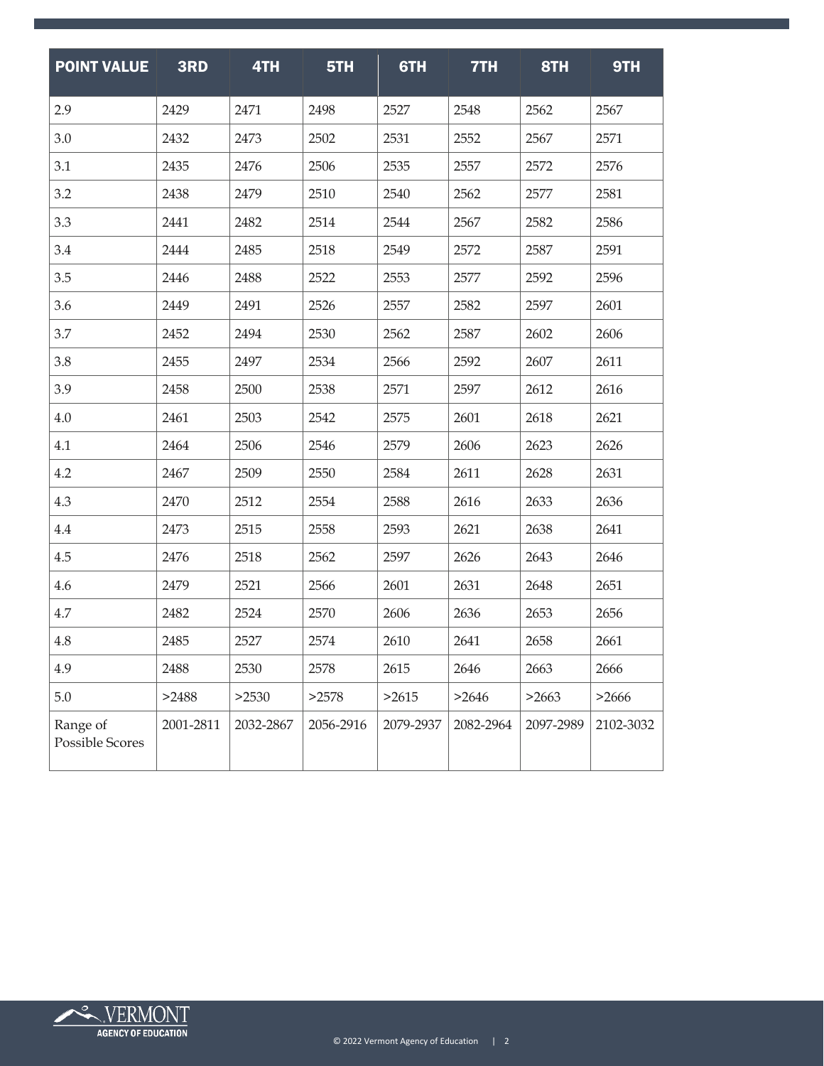| POINT VALUE | 3RD | 4TH | 5TH | 6TH | 7TH | 8TH | 9TH |
|---|---|---|---|---|---|---|---|
| 2.9 | 2429 | 2471 | 2498 | 2527 | 2548 | 2562 | 2567 |
| 3.0 | 2432 | 2473 | 2502 | 2531 | 2552 | 2567 | 2571 |
| 3.1 | 2435 | 2476 | 2506 | 2535 | 2557 | 2572 | 2576 |
| 3.2 | 2438 | 2479 | 2510 | 2540 | 2562 | 2577 | 2581 |
| 3.3 | 2441 | 2482 | 2514 | 2544 | 2567 | 2582 | 2586 |
| 3.4 | 2444 | 2485 | 2518 | 2549 | 2572 | 2587 | 2591 |
| 3.5 | 2446 | 2488 | 2522 | 2553 | 2577 | 2592 | 2596 |
| 3.6 | 2449 | 2491 | 2526 | 2557 | 2582 | 2597 | 2601 |
| 3.7 | 2452 | 2494 | 2530 | 2562 | 2587 | 2602 | 2606 |
| 3.8 | 2455 | 2497 | 2534 | 2566 | 2592 | 2607 | 2611 |
| 3.9 | 2458 | 2500 | 2538 | 2571 | 2597 | 2612 | 2616 |
| 4.0 | 2461 | 2503 | 2542 | 2575 | 2601 | 2618 | 2621 |
| 4.1 | 2464 | 2506 | 2546 | 2579 | 2606 | 2623 | 2626 |
| 4.2 | 2467 | 2509 | 2550 | 2584 | 2611 | 2628 | 2631 |
| 4.3 | 2470 | 2512 | 2554 | 2588 | 2616 | 2633 | 2636 |
| 4.4 | 2473 | 2515 | 2558 | 2593 | 2621 | 2638 | 2641 |
| 4.5 | 2476 | 2518 | 2562 | 2597 | 2626 | 2643 | 2646 |
| 4.6 | 2479 | 2521 | 2566 | 2601 | 2631 | 2648 | 2651 |
| 4.7 | 2482 | 2524 | 2570 | 2606 | 2636 | 2653 | 2656 |
| 4.8 | 2485 | 2527 | 2574 | 2610 | 2641 | 2658 | 2661 |
| 4.9 | 2488 | 2530 | 2578 | 2615 | 2646 | 2663 | 2666 |
| 5.0 | >2488 | >2530 | >2578 | >2615 | >2646 | >2663 | >2666 |
| Range of Possible Scores | 2001-2811 | 2032-2867 | 2056-2916 | 2079-2937 | 2082-2964 | 2097-2989 | 2102-3032 |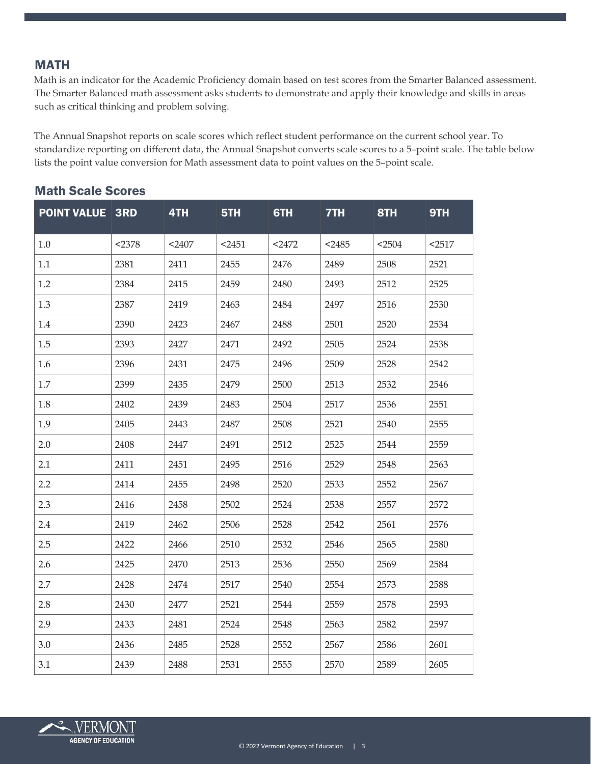## MATH

Math is an indicator for the Academic Proficiency domain based on test scores from the Smarter Balanced assessment. The Smarter Balanced math assessment asks students to demonstrate and apply their knowledge and skills in areas such as critical thinking and problem solving.

The Annual Snapshot reports on scale scores which reflect student performance on the current school year. To standardize reporting on different data, the Annual Snapshot converts scale scores to a 5–point scale. The table below lists the point value conversion for Math assessment data to point values on the 5–point scale.

### Math Scale Scores

| POINT VALUE | 3RD | 4TH | 5TH | 6TH | 7TH | 8TH | 9TH |
|---|---|---|---|---|---|---|---|
| 1.0 | <2378 | <2407 | <2451 | <2472 | <2485 | <2504 | <2517 |
| 1.1 | 2381 | 2411 | 2455 | 2476 | 2489 | 2508 | 2521 |
| 1.2 | 2384 | 2415 | 2459 | 2480 | 2493 | 2512 | 2525 |
| 1.3 | 2387 | 2419 | 2463 | 2484 | 2497 | 2516 | 2530 |
| 1.4 | 2390 | 2423 | 2467 | 2488 | 2501 | 2520 | 2534 |
| 1.5 | 2393 | 2427 | 2471 | 2492 | 2505 | 2524 | 2538 |
| 1.6 | 2396 | 2431 | 2475 | 2496 | 2509 | 2528 | 2542 |
| 1.7 | 2399 | 2435 | 2479 | 2500 | 2513 | 2532 | 2546 |
| 1.8 | 2402 | 2439 | 2483 | 2504 | 2517 | 2536 | 2551 |
| 1.9 | 2405 | 2443 | 2487 | 2508 | 2521 | 2540 | 2555 |
| 2.0 | 2408 | 2447 | 2491 | 2512 | 2525 | 2544 | 2559 |
| 2.1 | 2411 | 2451 | 2495 | 2516 | 2529 | 2548 | 2563 |
| 2.2 | 2414 | 2455 | 2498 | 2520 | 2533 | 2552 | 2567 |
| 2.3 | 2416 | 2458 | 2502 | 2524 | 2538 | 2557 | 2572 |
| 2.4 | 2419 | 2462 | 2506 | 2528 | 2542 | 2561 | 2576 |
| 2.5 | 2422 | 2466 | 2510 | 2532 | 2546 | 2565 | 2580 |
| 2.6 | 2425 | 2470 | 2513 | 2536 | 2550 | 2569 | 2584 |
| 2.7 | 2428 | 2474 | 2517 | 2540 | 2554 | 2573 | 2588 |
| 2.8 | 2430 | 2477 | 2521 | 2544 | 2559 | 2578 | 2593 |
| 2.9 | 2433 | 2481 | 2524 | 2548 | 2563 | 2582 | 2597 |
| 3.0 | 2436 | 2485 | 2528 | 2552 | 2567 | 2586 | 2601 |
| 3.1 | 2439 | 2488 | 2531 | 2555 | 2570 | 2589 | 2605 |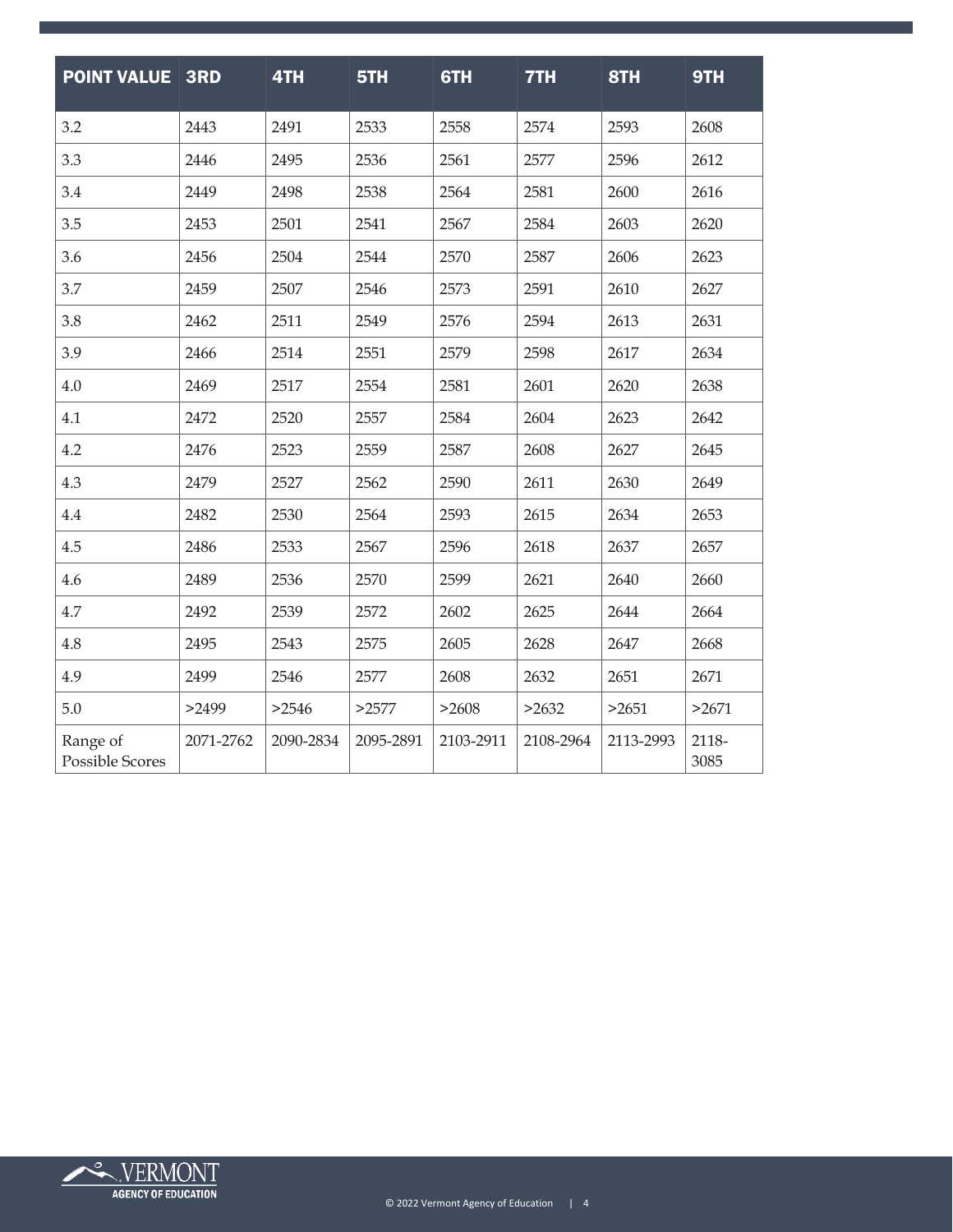| POINT VALUE | 3RD | 4TH | 5TH | 6TH | 7TH | 8TH | 9TH |
|---|---|---|---|---|---|---|---|
| 3.2 | 2443 | 2491 | 2533 | 2558 | 2574 | 2593 | 2608 |
| 3.3 | 2446 | 2495 | 2536 | 2561 | 2577 | 2596 | 2612 |
| 3.4 | 2449 | 2498 | 2538 | 2564 | 2581 | 2600 | 2616 |
| 3.5 | 2453 | 2501 | 2541 | 2567 | 2584 | 2603 | 2620 |
| 3.6 | 2456 | 2504 | 2544 | 2570 | 2587 | 2606 | 2623 |
| 3.7 | 2459 | 2507 | 2546 | 2573 | 2591 | 2610 | 2627 |
| 3.8 | 2462 | 2511 | 2549 | 2576 | 2594 | 2613 | 2631 |
| 3.9 | 2466 | 2514 | 2551 | 2579 | 2598 | 2617 | 2634 |
| 4.0 | 2469 | 2517 | 2554 | 2581 | 2601 | 2620 | 2638 |
| 4.1 | 2472 | 2520 | 2557 | 2584 | 2604 | 2623 | 2642 |
| 4.2 | 2476 | 2523 | 2559 | 2587 | 2608 | 2627 | 2645 |
| 4.3 | 2479 | 2527 | 2562 | 2590 | 2611 | 2630 | 2649 |
| 4.4 | 2482 | 2530 | 2564 | 2593 | 2615 | 2634 | 2653 |
| 4.5 | 2486 | 2533 | 2567 | 2596 | 2618 | 2637 | 2657 |
| 4.6 | 2489 | 2536 | 2570 | 2599 | 2621 | 2640 | 2660 |
| 4.7 | 2492 | 2539 | 2572 | 2602 | 2625 | 2644 | 2664 |
| 4.8 | 2495 | 2543 | 2575 | 2605 | 2628 | 2647 | 2668 |
| 4.9 | 2499 | 2546 | 2577 | 2608 | 2632 | 2651 | 2671 |
| 5.0 | >2499 | >2546 | >2577 | >2608 | >2632 | >2651 | >2671 |
| Range of Possible Scores | 2071-2762 | 2090-2834 | 2095-2891 | 2103-2911 | 2108-2964 | 2113-2993 | 2118-3085 |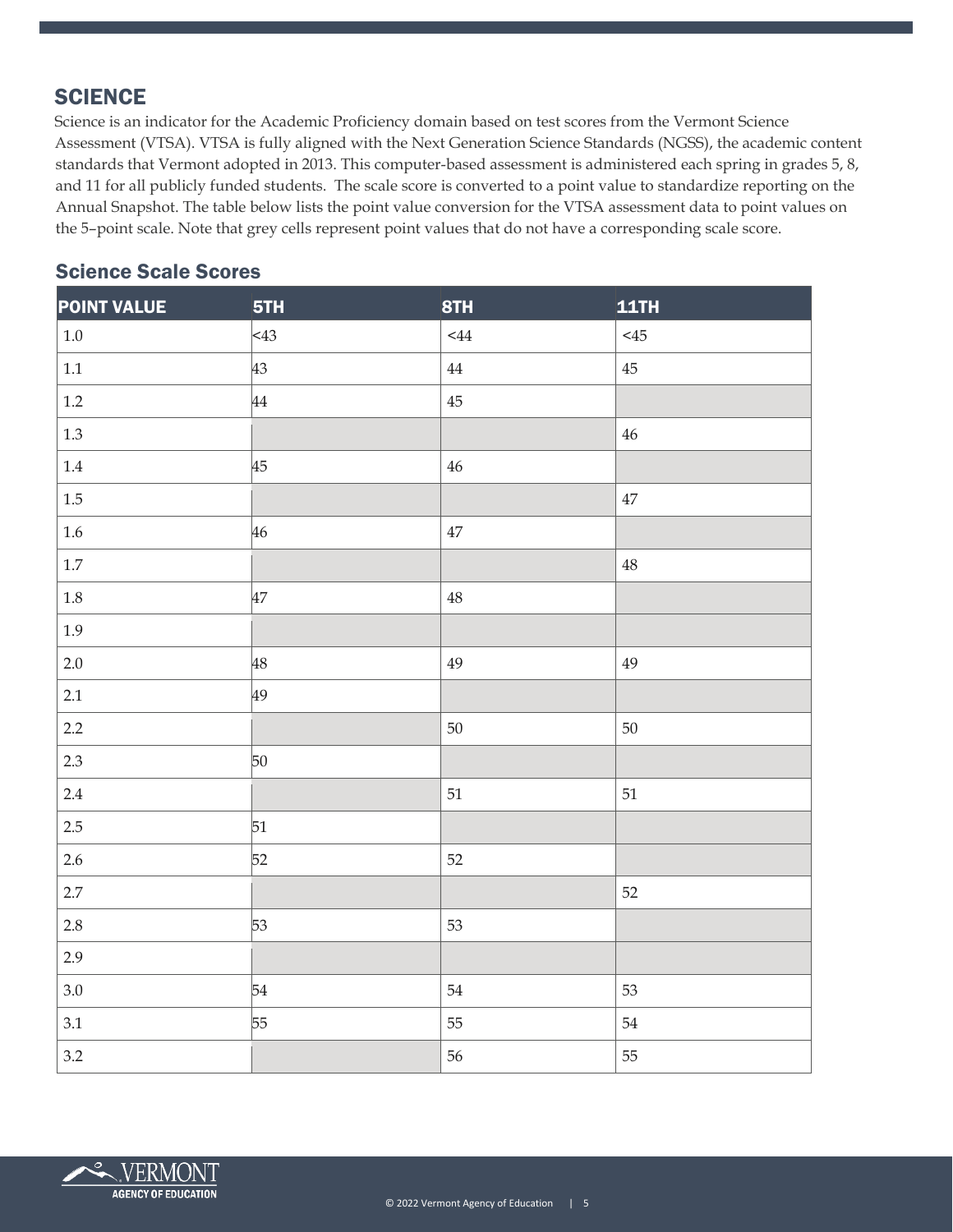## SCIENCE

Science is an indicator for the Academic Proficiency domain based on test scores from the Vermont Science Assessment (VTSA). VTSA is fully aligned with the Next Generation Science Standards (NGSS), the academic content standards that Vermont adopted in 2013. This computer-based assessment is administered each spring in grades 5, 8, and 11 for all publicly funded students. The scale score is converted to a point value to standardize reporting on the Annual Snapshot. The table below lists the point value conversion for the VTSA assessment data to point values on the 5–point scale. Note that grey cells represent point values that do not have a corresponding scale score.

### Science Scale Scores

| POINT VALUE | 5TH | 8TH | 11TH |
|---|---|---|---|
| 1.0 | <43 | <44 | <45 |
| 1.1 | 43 | 44 | 45 |
| 1.2 | 44 | 45 | |
| 1.3 | | | 46 |
| 1.4 | 45 | 46 | |
| 1.5 | | | 47 |
| 1.6 | 46 | 47 | |
| 1.7 | | | 48 |
| 1.8 | 47 | 48 | |
| 1.9 | | | |
| 2.0 | 48 | 49 | 49 |
| 2.1 | 49 | | |
| 2.2 | | 50 | 50 |
| 2.3 | 50 | | |
| 2.4 | | 51 | 51 |
| 2.5 | 51 | | |
| 2.6 | 52 | 52 | |
| 2.7 | | | 52 |
| 2.8 | 53 | 53 | |
| 2.9 | | | |
| 3.0 | 54 | 54 | 53 |
| 3.1 | 55 | 55 | 54 |
| 3.2 | | 56 | 55 |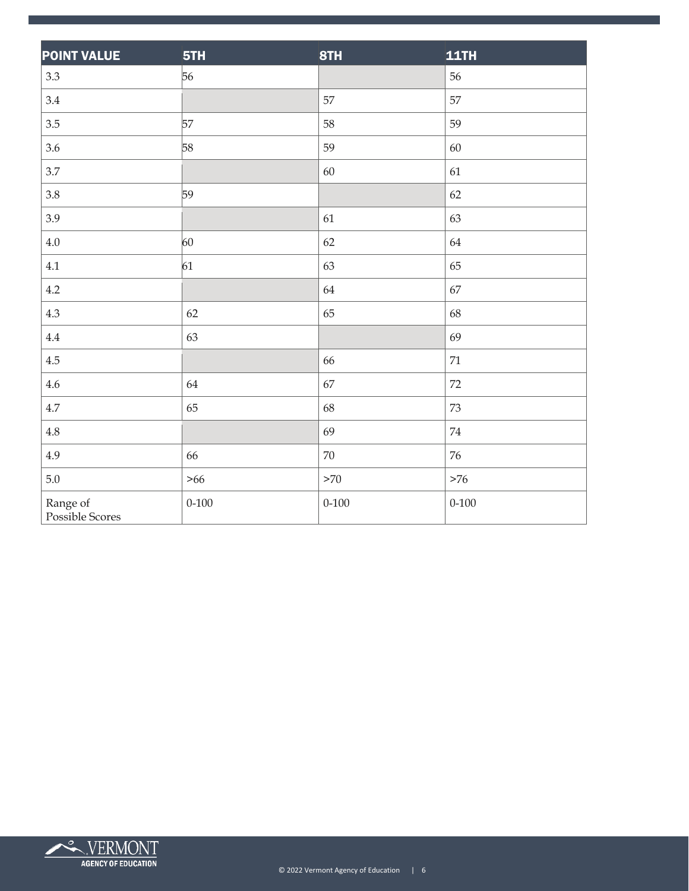| POINT VALUE | 5TH | 8TH | 11TH |
| --- | --- | --- | --- |
| 3.3 | 56 | | 56 |
| 3.4 | | 57 | 57 |
| 3.5 | 57 | 58 | 59 |
| 3.6 | 58 | 59 | 60 |
| 3.7 | | 60 | 61 |
| 3.8 | 59 | | 62 |
| 3.9 | | 61 | 63 |
| 4.0 | 60 | 62 | 64 |
| 4.1 | 61 | 63 | 65 |
| 4.2 | | 64 | 67 |
| 4.3 | 62 | 65 | 68 |
| 4.4 | 63 | | 69 |
| 4.5 | | 66 | 71 |
| 4.6 | 64 | 67 | 72 |
| 4.7 | 65 | 68 | 73 |
| 4.8 | | 69 | 74 |
| 4.9 | 66 | 70 | 76 |
| 5.0 | >66 | >70 | >76 |
| Range of Possible Scores | 0-100 | 0-100 | 0-100 |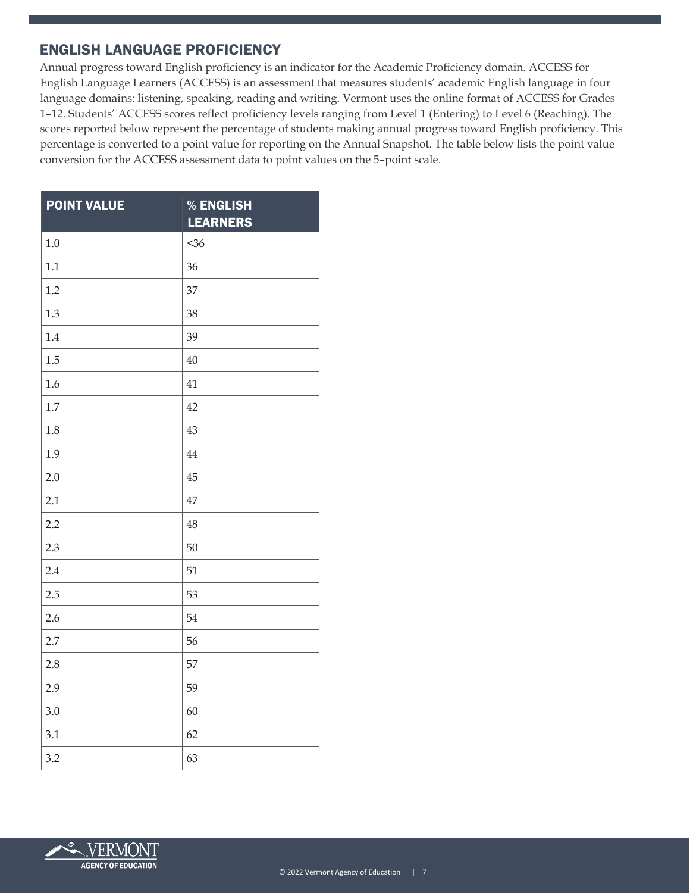## ENGLISH LANGUAGE PROFICIENCY

Annual progress toward English proficiency is an indicator for the Academic Proficiency domain. ACCESS for English Language Learners (ACCESS) is an assessment that measures students' academic English language in four language domains: listening, speaking, reading and writing. Vermont uses the online format of ACCESS for Grades 1–12. Students' ACCESS scores reflect proficiency levels ranging from Level 1 (Entering) to Level 6 (Reaching). The scores reported below represent the percentage of students making annual progress toward English proficiency. This percentage is converted to a point value for reporting on the Annual Snapshot. The table below lists the point value conversion for the ACCESS assessment data to point values on the 5–point scale.

| POINT VALUE | % ENGLISH LEARNERS |
|---|---|
| 1.0 | <36 |
| 1.1 | 36 |
| 1.2 | 37 |
| 1.3 | 38 |
| 1.4 | 39 |
| 1.5 | 40 |
| 1.6 | 41 |
| 1.7 | 42 |
| 1.8 | 43 |
| 1.9 | 44 |
| 2.0 | 45 |
| 2.1 | 47 |
| 2.2 | 48 |
| 2.3 | 50 |
| 2.4 | 51 |
| 2.5 | 53 |
| 2.6 | 54 |
| 2.7 | 56 |
| 2.8 | 57 |
| 2.9 | 59 |
| 3.0 | 60 |
| 3.1 | 62 |
| 3.2 | 63 |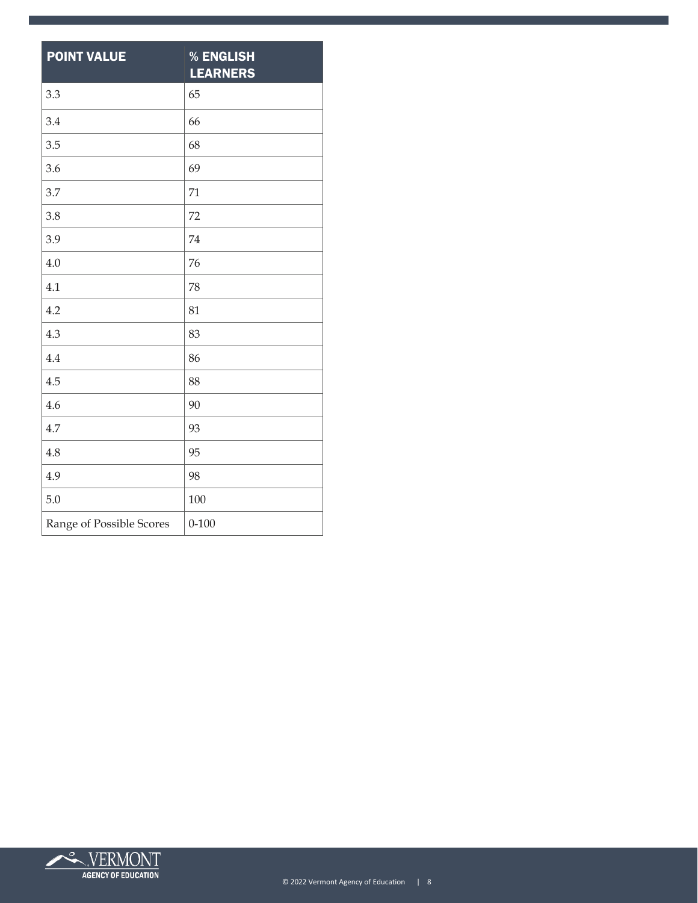| POINT VALUE | % ENGLISH LEARNERS |
|---|---|
| 3.3 | 65 |
| 3.4 | 66 |
| 3.5 | 68 |
| 3.6 | 69 |
| 3.7 | 71 |
| 3.8 | 72 |
| 3.9 | 74 |
| 4.0 | 76 |
| 4.1 | 78 |
| 4.2 | 81 |
| 4.3 | 83 |
| 4.4 | 86 |
| 4.5 | 88 |
| 4.6 | 90 |
| 4.7 | 93 |
| 4.8 | 95 |
| 4.9 | 98 |
| 5.0 | 100 |
| Range of Possible Scores | 0-100 |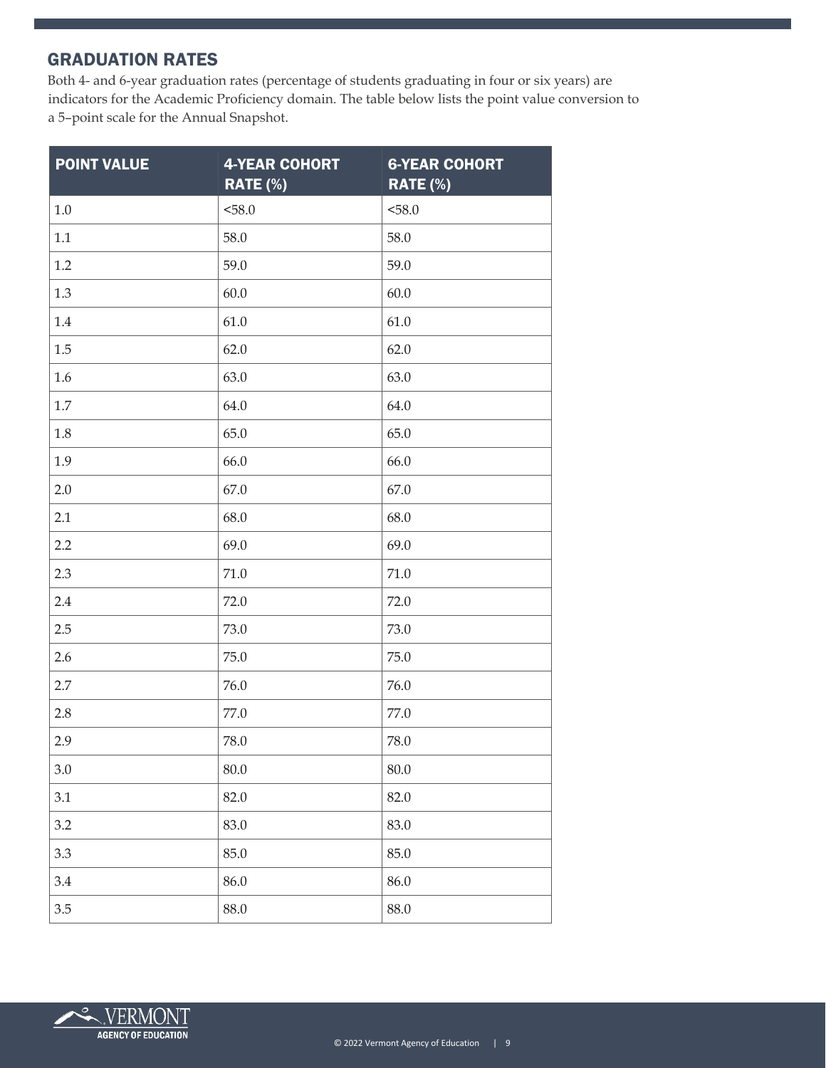## GRADUATION RATES

Both 4- and 6-year graduation rates (percentage of students graduating in four or six years) are indicators for the Academic Proficiency domain. The table below lists the point value conversion to a 5–point scale for the Annual Snapshot.

| POINT VALUE | 4-YEAR COHORT RATE (%) | 6-YEAR COHORT RATE (%) |
|---|---|---|
| 1.0 | <58.0 | <58.0 |
| 1.1 | 58.0 | 58.0 |
| 1.2 | 59.0 | 59.0 |
| 1.3 | 60.0 | 60.0 |
| 1.4 | 61.0 | 61.0 |
| 1.5 | 62.0 | 62.0 |
| 1.6 | 63.0 | 63.0 |
| 1.7 | 64.0 | 64.0 |
| 1.8 | 65.0 | 65.0 |
| 1.9 | 66.0 | 66.0 |
| 2.0 | 67.0 | 67.0 |
| 2.1 | 68.0 | 68.0 |
| 2.2 | 69.0 | 69.0 |
| 2.3 | 71.0 | 71.0 |
| 2.4 | 72.0 | 72.0 |
| 2.5 | 73.0 | 73.0 |
| 2.6 | 75.0 | 75.0 |
| 2.7 | 76.0 | 76.0 |
| 2.8 | 77.0 | 77.0 |
| 2.9 | 78.0 | 78.0 |
| 3.0 | 80.0 | 80.0 |
| 3.1 | 82.0 | 82.0 |
| 3.2 | 83.0 | 83.0 |
| 3.3 | 85.0 | 85.0 |
| 3.4 | 86.0 | 86.0 |
| 3.5 | 88.0 | 88.0 |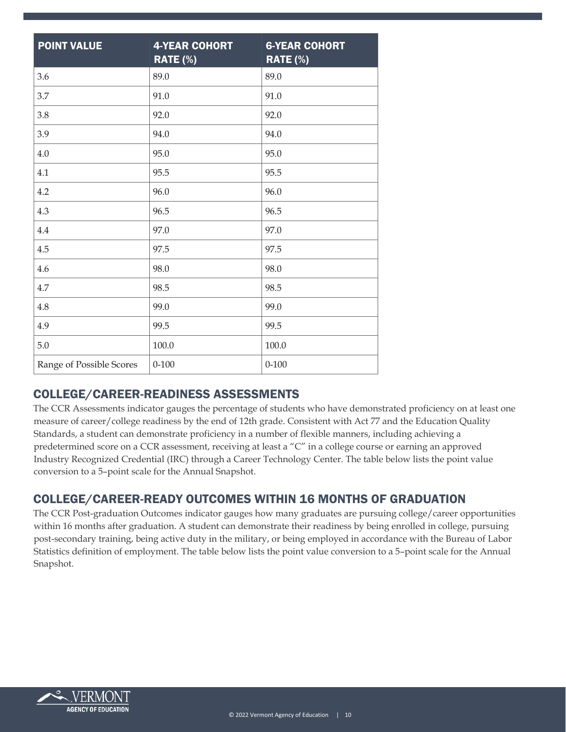| POINT VALUE | 4-YEAR COHORT RATE (%) | 6-YEAR COHORT RATE (%) |
| --- | --- | --- |
| 3.6 | 89.0 | 89.0 |
| 3.7 | 91.0 | 91.0 |
| 3.8 | 92.0 | 92.0 |
| 3.9 | 94.0 | 94.0 |
| 4.0 | 95.0 | 95.0 |
| 4.1 | 95.5 | 95.5 |
| 4.2 | 96.0 | 96.0 |
| 4.3 | 96.5 | 96.5 |
| 4.4 | 97.0 | 97.0 |
| 4.5 | 97.5 | 97.5 |
| 4.6 | 98.0 | 98.0 |
| 4.7 | 98.5 | 98.5 |
| 4.8 | 99.0 | 99.0 |
| 4.9 | 99.5 | 99.5 |
| 5.0 | 100.0 | 100.0 |
| Range of Possible Scores | 0-100 | 0-100 |

## COLLEGE/CAREER-READINESS ASSESSMENTS

The CCR Assessments indicator gauges the percentage of students who have demonstrated proficiency on at least one measure of career/college readiness by the end of 12th grade. Consistent with Act 77 and the Education Quality Standards, a student can demonstrate proficiency in a number of flexible manners, including achieving a predetermined score on a CCR assessment, receiving at least a "C" in a college course or earning an approved Industry Recognized Credential (IRC) through a Career Technology Center. The table below lists the point value conversion to a 5–point scale for the Annual Snapshot.

## COLLEGE/CAREER-READY OUTCOMES WITHIN 16 MONTHS OF GRADUATION

The CCR Post-graduation Outcomes indicator gauges how many graduates are pursuing college/career opportunities within 16 months after graduation. A student can demonstrate their readiness by being enrolled in college, pursuing post-secondary training, being active duty in the military, or being employed in accordance with the Bureau of Labor Statistics definition of employment. The table below lists the point value conversion to a 5–point scale for the Annual Snapshot.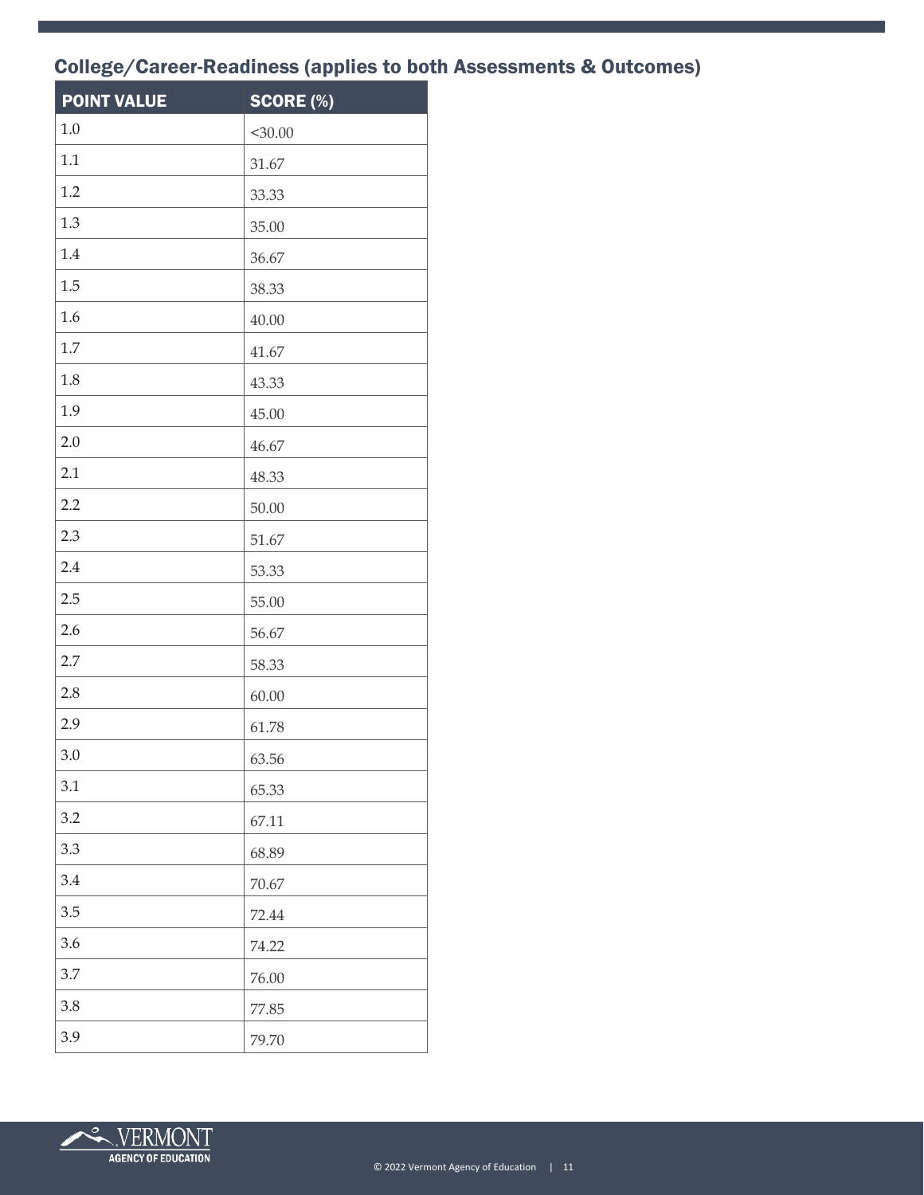## College/Career-Readiness (applies to both Assessments & Outcomes)

| POINT VALUE | SCORE (%) |
| --- | --- |
| 1.0 | <30.00 |
| 1.1 | 31.67 |
| 1.2 | 33.33 |
| 1.3 | 35.00 |
| 1.4 | 36.67 |
| 1.5 | 38.33 |
| 1.6 | 40.00 |
| 1.7 | 41.67 |
| 1.8 | 43.33 |
| 1.9 | 45.00 |
| 2.0 | 46.67 |
| 2.1 | 48.33 |
| 2.2 | 50.00 |
| 2.3 | 51.67 |
| 2.4 | 53.33 |
| 2.5 | 55.00 |
| 2.6 | 56.67 |
| 2.7 | 58.33 |
| 2.8 | 60.00 |
| 2.9 | 61.78 |
| 3.0 | 63.56 |
| 3.1 | 65.33 |
| 3.2 | 67.11 |
| 3.3 | 68.89 |
| 3.4 | 70.67 |
| 3.5 | 72.44 |
| 3.6 | 74.22 |
| 3.7 | 76.00 |
| 3.8 | 77.85 |
| 3.9 | 79.70 |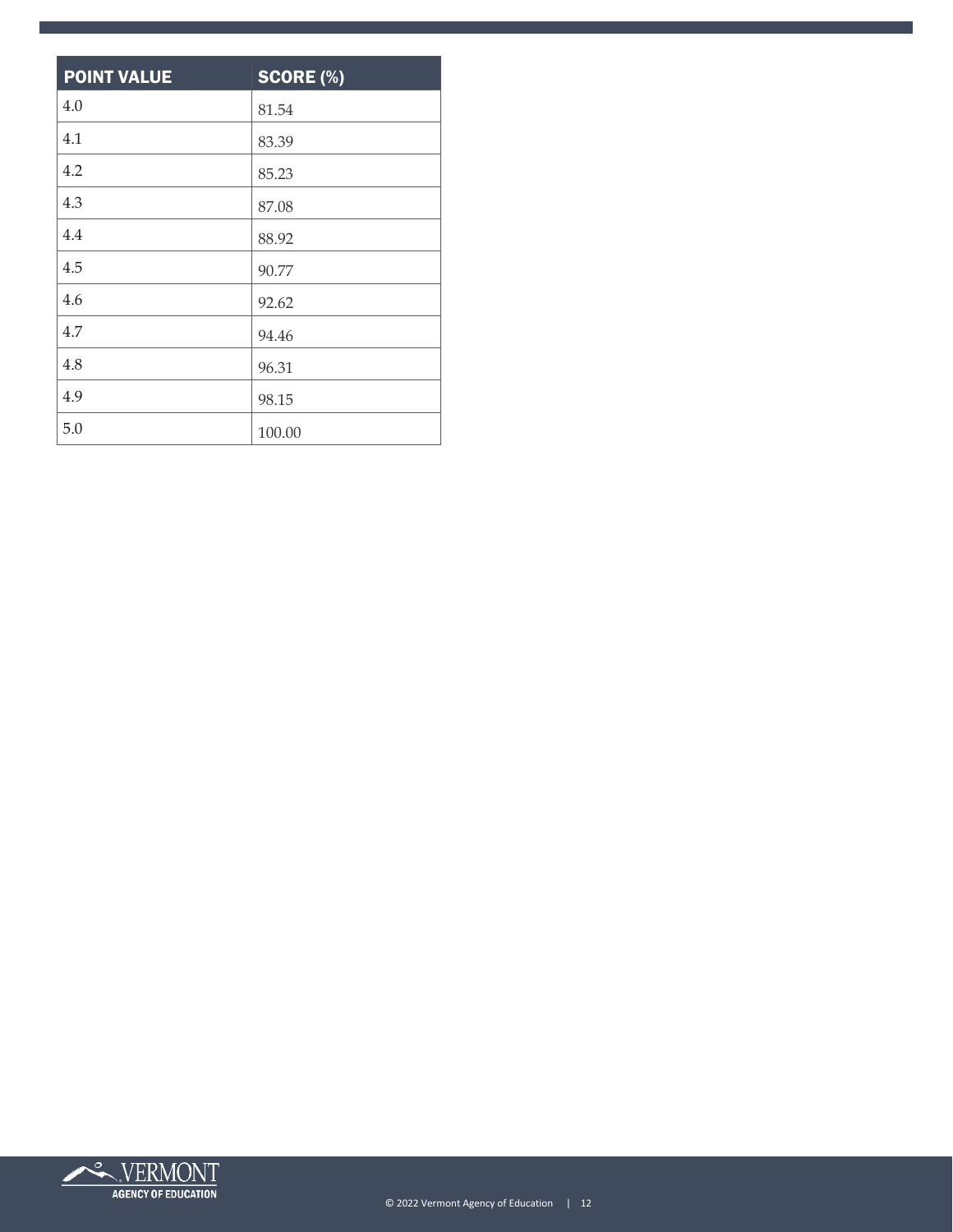| POINT VALUE | SCORE (%) |
| --- | --- |
| 4.0 | 81.54 |
| 4.1 | 83.39 |
| 4.2 | 85.23 |
| 4.3 | 87.08 |
| 4.4 | 88.92 |
| 4.5 | 90.77 |
| 4.6 | 92.62 |
| 4.7 | 94.46 |
| 4.8 | 96.31 |
| 4.9 | 98.15 |
| 5.0 | 100.00 |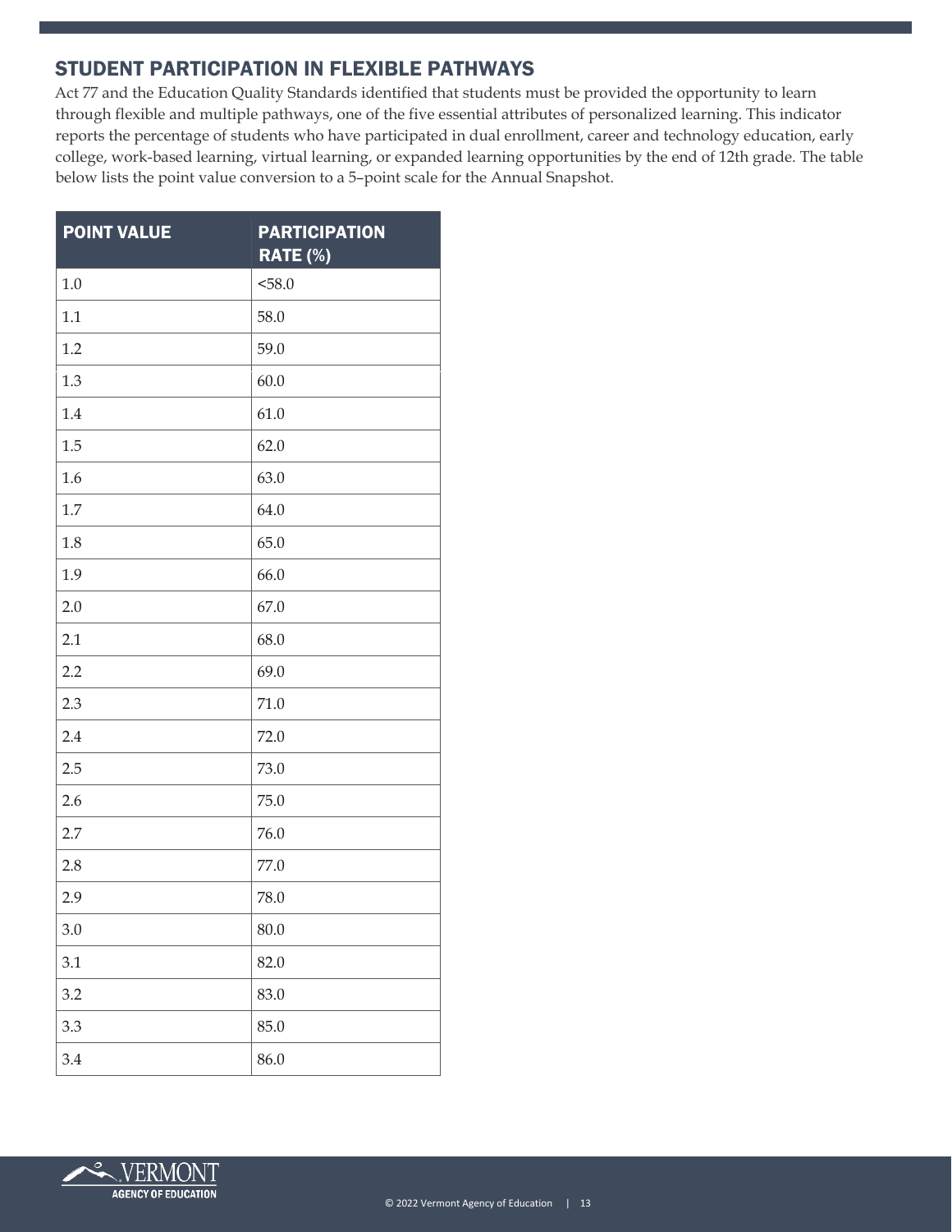## STUDENT PARTICIPATION IN FLEXIBLE PATHWAYS

Act 77 and the Education Quality Standards identified that students must be provided the opportunity to learn through flexible and multiple pathways, one of the five essential attributes of personalized learning. This indicator reports the percentage of students who have participated in dual enrollment, career and technology education, early college, work-based learning, virtual learning, or expanded learning opportunities by the end of 12th grade. The table below lists the point value conversion to a 5–point scale for the Annual Snapshot.

| POINT VALUE | PARTICIPATION RATE (%) |
|---|---|
| 1.0 | <58.0 |
| 1.1 | 58.0 |
| 1.2 | 59.0 |
| 1.3 | 60.0 |
| 1.4 | 61.0 |
| 1.5 | 62.0 |
| 1.6 | 63.0 |
| 1.7 | 64.0 |
| 1.8 | 65.0 |
| 1.9 | 66.0 |
| 2.0 | 67.0 |
| 2.1 | 68.0 |
| 2.2 | 69.0 |
| 2.3 | 71.0 |
| 2.4 | 72.0 |
| 2.5 | 73.0 |
| 2.6 | 75.0 |
| 2.7 | 76.0 |
| 2.8 | 77.0 |
| 2.9 | 78.0 |
| 3.0 | 80.0 |
| 3.1 | 82.0 |
| 3.2 | 83.0 |
| 3.3 | 85.0 |
| 3.4 | 86.0 |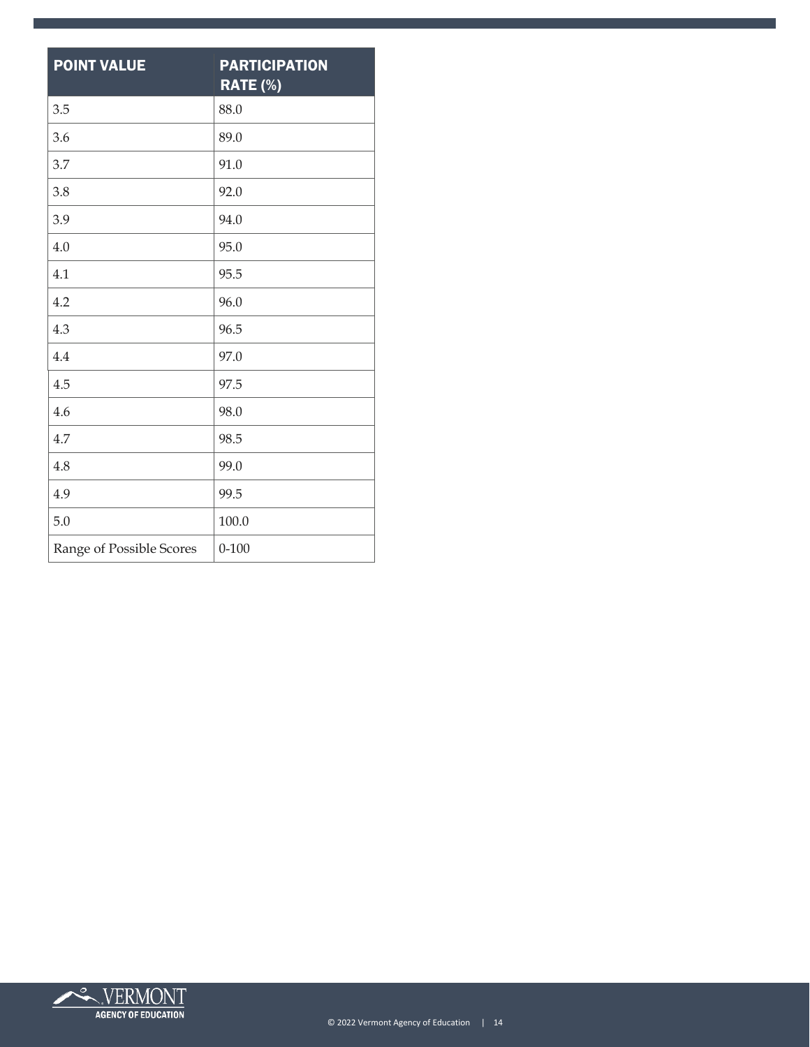| POINT VALUE | PARTICIPATION RATE (%) |
|---|---|
| 3.5 | 88.0 |
| 3.6 | 89.0 |
| 3.7 | 91.0 |
| 3.8 | 92.0 |
| 3.9 | 94.0 |
| 4.0 | 95.0 |
| 4.1 | 95.5 |
| 4.2 | 96.0 |
| 4.3 | 96.5 |
| 4.4 | 97.0 |
| 4.5 | 97.5 |
| 4.6 | 98.0 |
| 4.7 | 98.5 |
| 4.8 | 99.0 |
| 4.9 | 99.5 |
| 5.0 | 100.0 |
| Range of Possible Scores | 0-100 |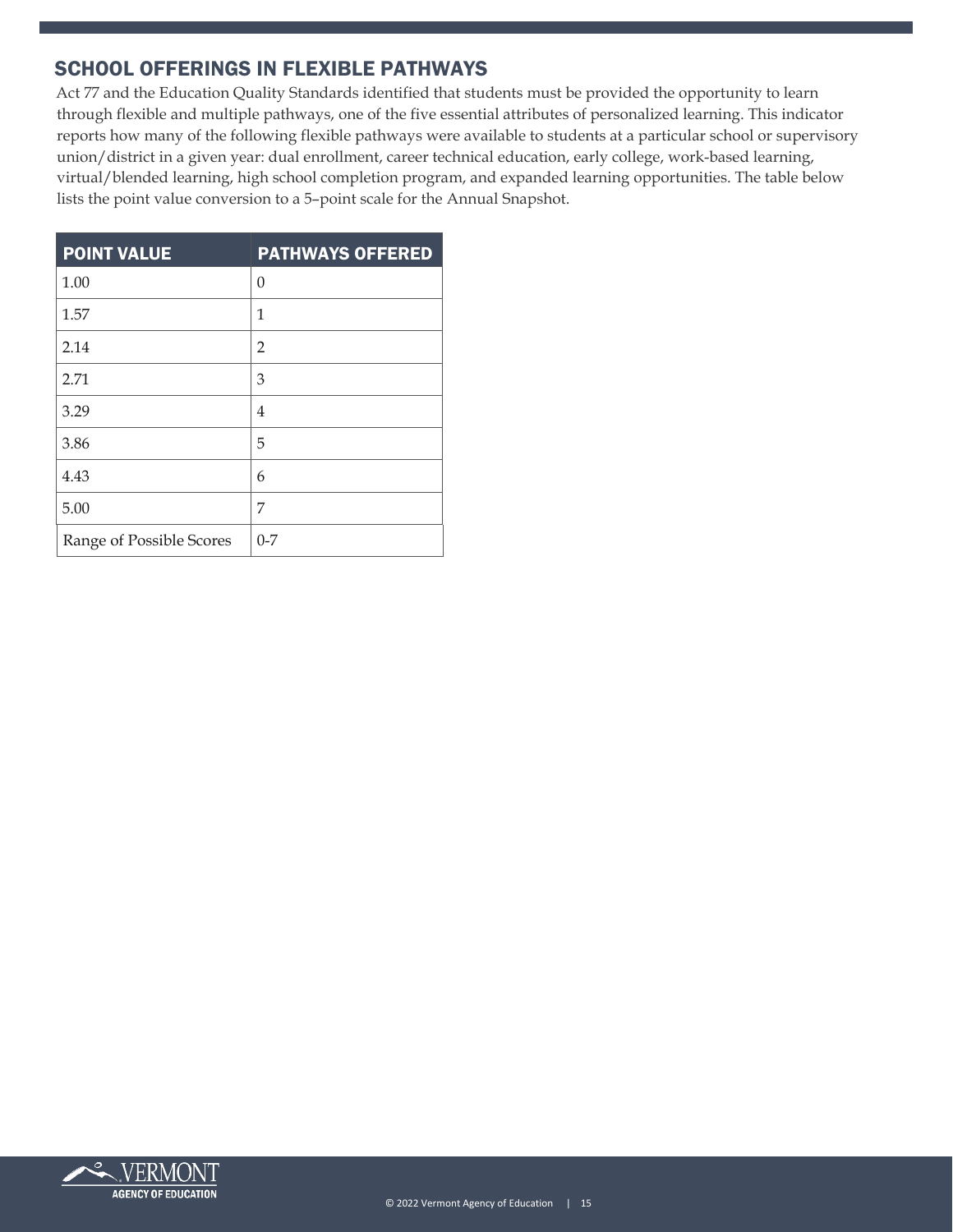## SCHOOL OFFERINGS IN FLEXIBLE PATHWAYS

Act 77 and the Education Quality Standards identified that students must be provided the opportunity to learn through flexible and multiple pathways, one of the five essential attributes of personalized learning. This indicator reports how many of the following flexible pathways were available to students at a particular school or supervisory union/district in a given year: dual enrollment, career technical education, early college, work-based learning, virtual/blended learning, high school completion program, and expanded learning opportunities. The table below lists the point value conversion to a 5–point scale for the Annual Snapshot.

| POINT VALUE | PATHWAYS OFFERED |
|---|---|
| 1.00 | 0 |
| 1.57 | 1 |
| 2.14 | 2 |
| 2.71 | 3 |
| 3.29 | 4 |
| 3.86 | 5 |
| 4.43 | 6 |
| 5.00 | 7 |
| Range of Possible Scores | 0-7 |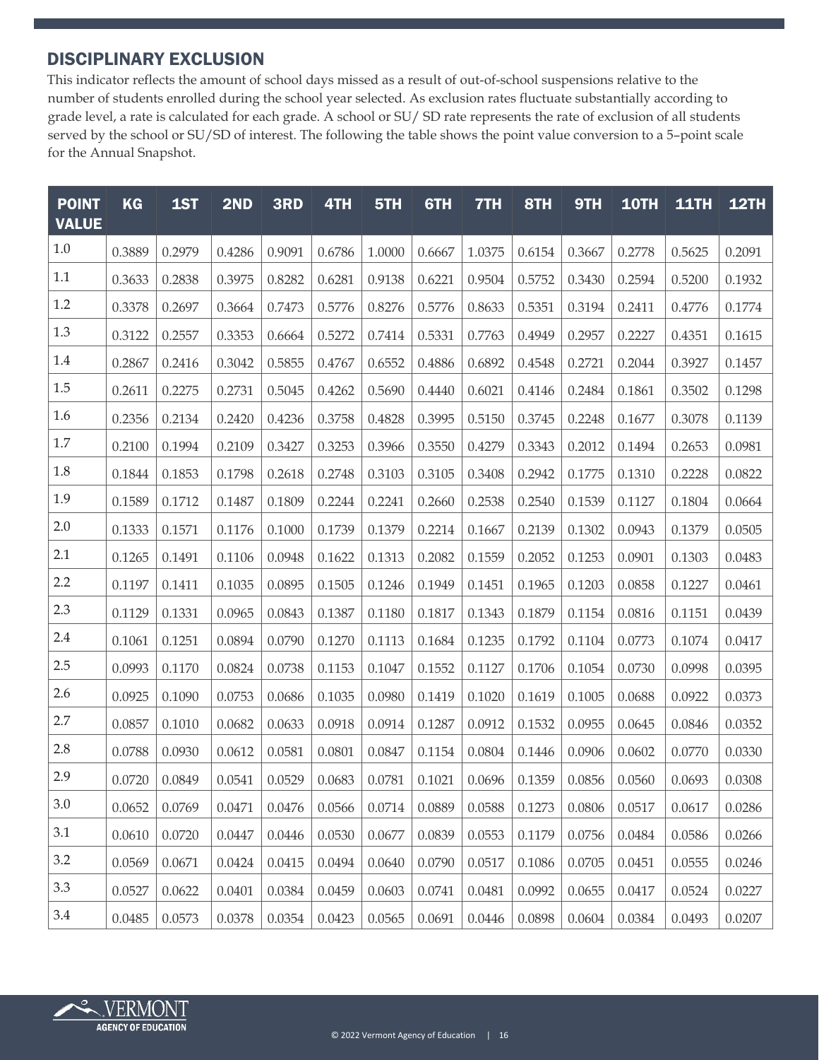## DISCIPLINARY EXCLUSION

This indicator reflects the amount of school days missed as a result of out-of-school suspensions relative to the number of students enrolled during the school year selected. As exclusion rates fluctuate substantially according to grade level, a rate is calculated for each grade. A school or SU/ SD rate represents the rate of exclusion of all students served by the school or SU/SD of interest. The following the table shows the point value conversion to a 5–point scale for the Annual Snapshot.

| POINT VALUE | KG | 1ST | 2ND | 3RD | 4TH | 5TH | 6TH | 7TH | 8TH | 9TH | 10TH | 11TH | 12TH |
|---|---|---|---|---|---|---|---|---|---|---|---|---|---|
| 1.0 | 0.3889 | 0.2979 | 0.4286 | 0.9091 | 0.6786 | 1.0000 | 0.6667 | 1.0375 | 0.6154 | 0.3667 | 0.2778 | 0.5625 | 0.2091 |
| 1.1 | 0.3633 | 0.2838 | 0.3975 | 0.8282 | 0.6281 | 0.9138 | 0.6221 | 0.9504 | 0.5752 | 0.3430 | 0.2594 | 0.5200 | 0.1932 |
| 1.2 | 0.3378 | 0.2697 | 0.3664 | 0.7473 | 0.5776 | 0.8276 | 0.5776 | 0.8633 | 0.5351 | 0.3194 | 0.2411 | 0.4776 | 0.1774 |
| 1.3 | 0.3122 | 0.2557 | 0.3353 | 0.6664 | 0.5272 | 0.7414 | 0.5331 | 0.7763 | 0.4949 | 0.2957 | 0.2227 | 0.4351 | 0.1615 |
| 1.4 | 0.2867 | 0.2416 | 0.3042 | 0.5855 | 0.4767 | 0.6552 | 0.4886 | 0.6892 | 0.4548 | 0.2721 | 0.2044 | 0.3927 | 0.1457 |
| 1.5 | 0.2611 | 0.2275 | 0.2731 | 0.5045 | 0.4262 | 0.5690 | 0.4440 | 0.6021 | 0.4146 | 0.2484 | 0.1861 | 0.3502 | 0.1298 |
| 1.6 | 0.2356 | 0.2134 | 0.2420 | 0.4236 | 0.3758 | 0.4828 | 0.3995 | 0.5150 | 0.3745 | 0.2248 | 0.1677 | 0.3078 | 0.1139 |
| 1.7 | 0.2100 | 0.1994 | 0.2109 | 0.3427 | 0.3253 | 0.3966 | 0.3550 | 0.4279 | 0.3343 | 0.2012 | 0.1494 | 0.2653 | 0.0981 |
| 1.8 | 0.1844 | 0.1853 | 0.1798 | 0.2618 | 0.2748 | 0.3103 | 0.3105 | 0.3408 | 0.2942 | 0.1775 | 0.1310 | 0.2228 | 0.0822 |
| 1.9 | 0.1589 | 0.1712 | 0.1487 | 0.1809 | 0.2244 | 0.2241 | 0.2660 | 0.2538 | 0.2540 | 0.1539 | 0.1127 | 0.1804 | 0.0664 |
| 2.0 | 0.1333 | 0.1571 | 0.1176 | 0.1000 | 0.1739 | 0.1379 | 0.2214 | 0.1667 | 0.2139 | 0.1302 | 0.0943 | 0.1379 | 0.0505 |
| 2.1 | 0.1265 | 0.1491 | 0.1106 | 0.0948 | 0.1622 | 0.1313 | 0.2082 | 0.1559 | 0.2052 | 0.1253 | 0.0901 | 0.1303 | 0.0483 |
| 2.2 | 0.1197 | 0.1411 | 0.1035 | 0.0895 | 0.1505 | 0.1246 | 0.1949 | 0.1451 | 0.1965 | 0.1203 | 0.0858 | 0.1227 | 0.0461 |
| 2.3 | 0.1129 | 0.1331 | 0.0965 | 0.0843 | 0.1387 | 0.1180 | 0.1817 | 0.1343 | 0.1879 | 0.1154 | 0.0816 | 0.1151 | 0.0439 |
| 2.4 | 0.1061 | 0.1251 | 0.0894 | 0.0790 | 0.1270 | 0.1113 | 0.1684 | 0.1235 | 0.1792 | 0.1104 | 0.0773 | 0.1074 | 0.0417 |
| 2.5 | 0.0993 | 0.1170 | 0.0824 | 0.0738 | 0.1153 | 0.1047 | 0.1552 | 0.1127 | 0.1706 | 0.1054 | 0.0730 | 0.0998 | 0.0395 |
| 2.6 | 0.0925 | 0.1090 | 0.0753 | 0.0686 | 0.1035 | 0.0980 | 0.1419 | 0.1020 | 0.1619 | 0.1005 | 0.0688 | 0.0922 | 0.0373 |
| 2.7 | 0.0857 | 0.1010 | 0.0682 | 0.0633 | 0.0918 | 0.0914 | 0.1287 | 0.0912 | 0.1532 | 0.0955 | 0.0645 | 0.0846 | 0.0352 |
| 2.8 | 0.0788 | 0.0930 | 0.0612 | 0.0581 | 0.0801 | 0.0847 | 0.1154 | 0.0804 | 0.1446 | 0.0906 | 0.0602 | 0.0770 | 0.0330 |
| 2.9 | 0.0720 | 0.0849 | 0.0541 | 0.0529 | 0.0683 | 0.0781 | 0.1021 | 0.0696 | 0.1359 | 0.0856 | 0.0560 | 0.0693 | 0.0308 |
| 3.0 | 0.0652 | 0.0769 | 0.0471 | 0.0476 | 0.0566 | 0.0714 | 0.0889 | 0.0588 | 0.1273 | 0.0806 | 0.0517 | 0.0617 | 0.0286 |
| 3.1 | 0.0610 | 0.0720 | 0.0447 | 0.0446 | 0.0530 | 0.0677 | 0.0839 | 0.0553 | 0.1179 | 0.0756 | 0.0484 | 0.0586 | 0.0266 |
| 3.2 | 0.0569 | 0.0671 | 0.0424 | 0.0415 | 0.0494 | 0.0640 | 0.0790 | 0.0517 | 0.1086 | 0.0705 | 0.0451 | 0.0555 | 0.0246 |
| 3.3 | 0.0527 | 0.0622 | 0.0401 | 0.0384 | 0.0459 | 0.0603 | 0.0741 | 0.0481 | 0.0992 | 0.0655 | 0.0417 | 0.0524 | 0.0227 |
| 3.4 | 0.0485 | 0.0573 | 0.0378 | 0.0354 | 0.0423 | 0.0565 | 0.0691 | 0.0446 | 0.0898 | 0.0604 | 0.0384 | 0.0493 | 0.0207 |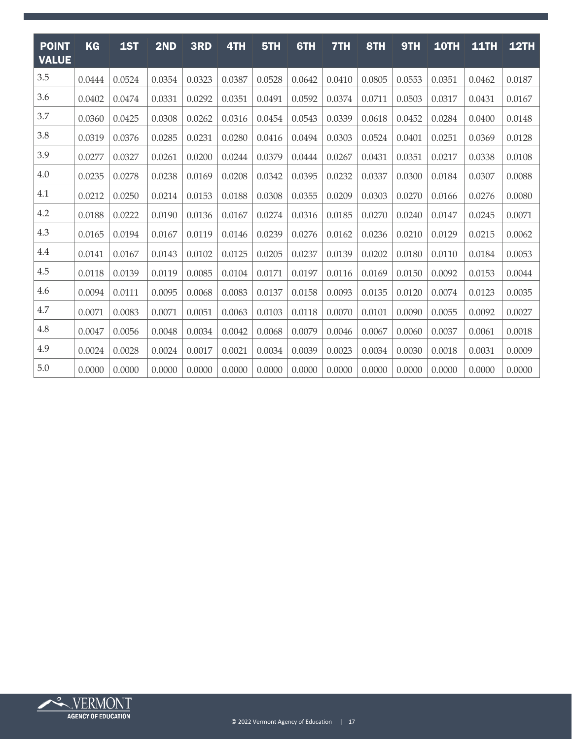| POINT VALUE | KG | 1ST | 2ND | 3RD | 4TH | 5TH | 6TH | 7TH | 8TH | 9TH | 10TH | 11TH | 12TH |
|---|---|---|---|---|---|---|---|---|---|---|---|---|---|
| 3.5 | 0.0444 | 0.0524 | 0.0354 | 0.0323 | 0.0387 | 0.0528 | 0.0642 | 0.0410 | 0.0805 | 0.0553 | 0.0351 | 0.0462 | 0.0187 |
| 3.6 | 0.0402 | 0.0474 | 0.0331 | 0.0292 | 0.0351 | 0.0491 | 0.0592 | 0.0374 | 0.0711 | 0.0503 | 0.0317 | 0.0431 | 0.0167 |
| 3.7 | 0.0360 | 0.0425 | 0.0308 | 0.0262 | 0.0316 | 0.0454 | 0.0543 | 0.0339 | 0.0618 | 0.0452 | 0.0284 | 0.0400 | 0.0148 |
| 3.8 | 0.0319 | 0.0376 | 0.0285 | 0.0231 | 0.0280 | 0.0416 | 0.0494 | 0.0303 | 0.0524 | 0.0401 | 0.0251 | 0.0369 | 0.0128 |
| 3.9 | 0.0277 | 0.0327 | 0.0261 | 0.0200 | 0.0244 | 0.0379 | 0.0444 | 0.0267 | 0.0431 | 0.0351 | 0.0217 | 0.0338 | 0.0108 |
| 4.0 | 0.0235 | 0.0278 | 0.0238 | 0.0169 | 0.0208 | 0.0342 | 0.0395 | 0.0232 | 0.0337 | 0.0300 | 0.0184 | 0.0307 | 0.0088 |
| 4.1 | 0.0212 | 0.0250 | 0.0214 | 0.0153 | 0.0188 | 0.0308 | 0.0355 | 0.0209 | 0.0303 | 0.0270 | 0.0166 | 0.0276 | 0.0080 |
| 4.2 | 0.0188 | 0.0222 | 0.0190 | 0.0136 | 0.0167 | 0.0274 | 0.0316 | 0.0185 | 0.0270 | 0.0240 | 0.0147 | 0.0245 | 0.0071 |
| 4.3 | 0.0165 | 0.0194 | 0.0167 | 0.0119 | 0.0146 | 0.0239 | 0.0276 | 0.0162 | 0.0236 | 0.0210 | 0.0129 | 0.0215 | 0.0062 |
| 4.4 | 0.0141 | 0.0167 | 0.0143 | 0.0102 | 0.0125 | 0.0205 | 0.0237 | 0.0139 | 0.0202 | 0.0180 | 0.0110 | 0.0184 | 0.0053 |
| 4.5 | 0.0118 | 0.0139 | 0.0119 | 0.0085 | 0.0104 | 0.0171 | 0.0197 | 0.0116 | 0.0169 | 0.0150 | 0.0092 | 0.0153 | 0.0044 |
| 4.6 | 0.0094 | 0.0111 | 0.0095 | 0.0068 | 0.0083 | 0.0137 | 0.0158 | 0.0093 | 0.0135 | 0.0120 | 0.0074 | 0.0123 | 0.0035 |
| 4.7 | 0.0071 | 0.0083 | 0.0071 | 0.0051 | 0.0063 | 0.0103 | 0.0118 | 0.0070 | 0.0101 | 0.0090 | 0.0055 | 0.0092 | 0.0027 |
| 4.8 | 0.0047 | 0.0056 | 0.0048 | 0.0034 | 0.0042 | 0.0068 | 0.0079 | 0.0046 | 0.0067 | 0.0060 | 0.0037 | 0.0061 | 0.0018 |
| 4.9 | 0.0024 | 0.0028 | 0.0024 | 0.0017 | 0.0021 | 0.0034 | 0.0039 | 0.0023 | 0.0034 | 0.0030 | 0.0018 | 0.0031 | 0.0009 |
| 5.0 | 0.0000 | 0.0000 | 0.0000 | 0.0000 | 0.0000 | 0.0000 | 0.0000 | 0.0000 | 0.0000 | 0.0000 | 0.0000 | 0.0000 | 0.0000 |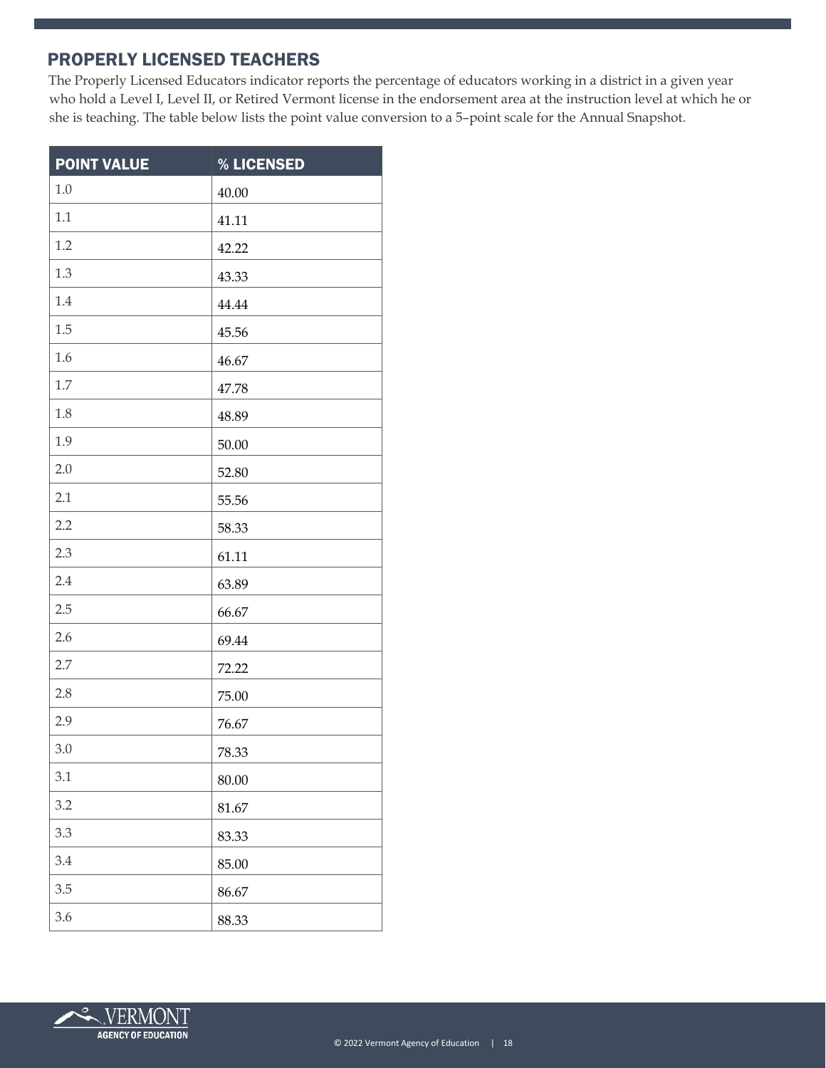## PROPERLY LICENSED TEACHERS

The Properly Licensed Educators indicator reports the percentage of educators working in a district in a given year who hold a Level I, Level II, or Retired Vermont license in the endorsement area at the instruction level at which he or she is teaching. The table below lists the point value conversion to a 5–point scale for the Annual Snapshot.

| POINT VALUE | % LICENSED |
|---|---|
| 1.0 | 40.00 |
| 1.1 | 41.11 |
| 1.2 | 42.22 |
| 1.3 | 43.33 |
| 1.4 | 44.44 |
| 1.5 | 45.56 |
| 1.6 | 46.67 |
| 1.7 | 47.78 |
| 1.8 | 48.89 |
| 1.9 | 50.00 |
| 2.0 | 52.80 |
| 2.1 | 55.56 |
| 2.2 | 58.33 |
| 2.3 | 61.11 |
| 2.4 | 63.89 |
| 2.5 | 66.67 |
| 2.6 | 69.44 |
| 2.7 | 72.22 |
| 2.8 | 75.00 |
| 2.9 | 76.67 |
| 3.0 | 78.33 |
| 3.1 | 80.00 |
| 3.2 | 81.67 |
| 3.3 | 83.33 |
| 3.4 | 85.00 |
| 3.5 | 86.67 |
| 3.6 | 88.33 |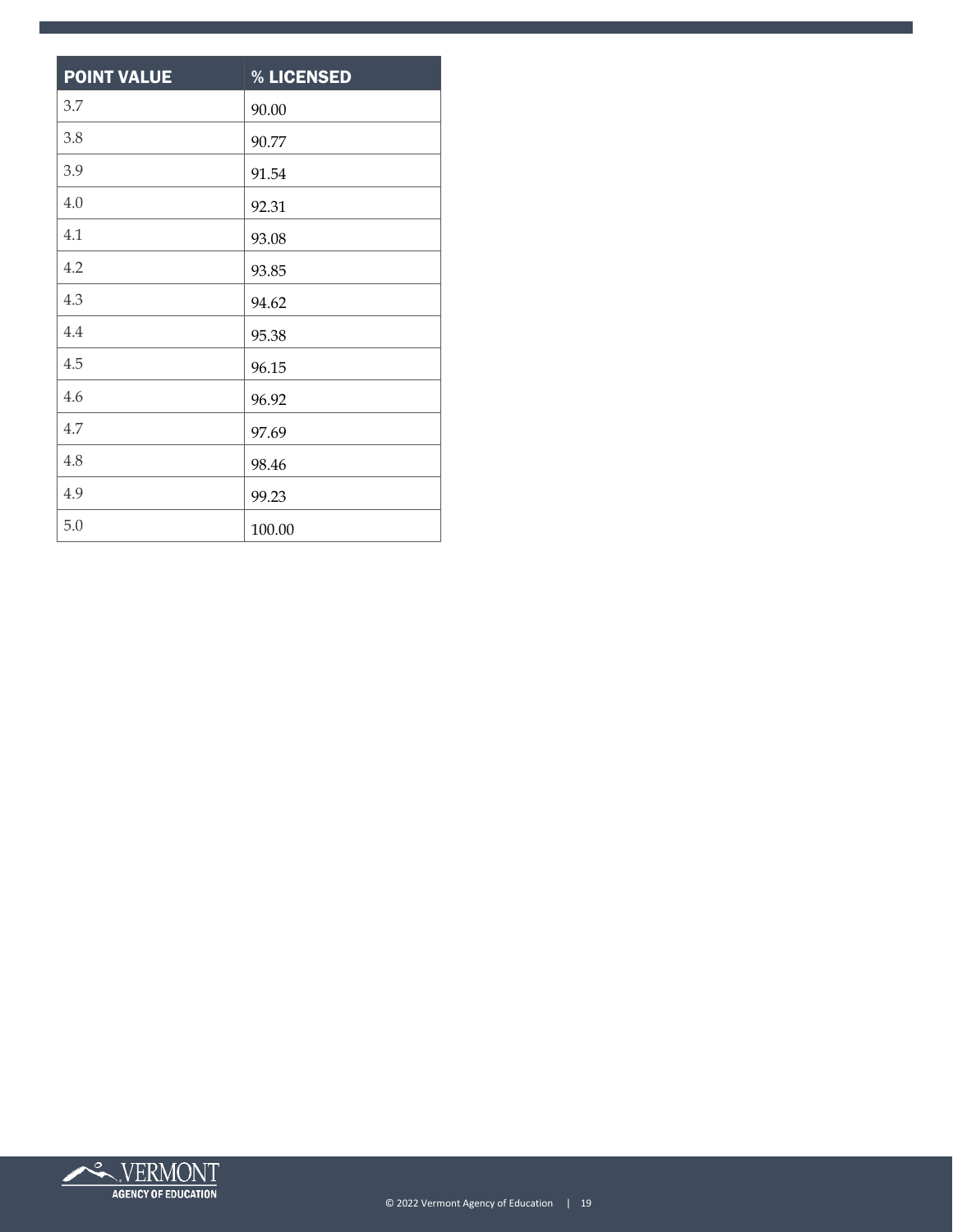| POINT VALUE | % LICENSED |
| --- | --- |
| 3.7 | 90.00 |
| 3.8 | 90.77 |
| 3.9 | 91.54 |
| 4.0 | 92.31 |
| 4.1 | 93.08 |
| 4.2 | 93.85 |
| 4.3 | 94.62 |
| 4.4 | 95.38 |
| 4.5 | 96.15 |
| 4.6 | 96.92 |
| 4.7 | 97.69 |
| 4.8 | 98.46 |
| 4.9 | 99.23 |
| 5.0 | 100.00 |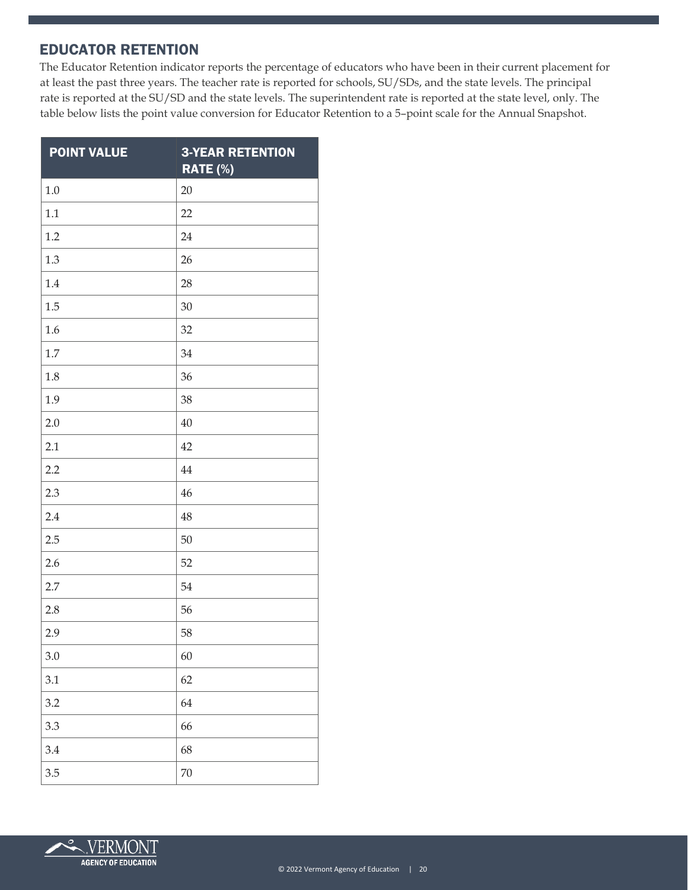## EDUCATOR RETENTION

The Educator Retention indicator reports the percentage of educators who have been in their current placement for at least the past three years. The teacher rate is reported for schools, SU/SDs, and the state levels. The principal rate is reported at the SU/SD and the state levels. The superintendent rate is reported at the state level, only. The table below lists the point value conversion for Educator Retention to a 5–point scale for the Annual Snapshot.

| POINT VALUE | 3-YEAR RETENTION RATE (%) |
|---|---|
| 1.0 | 20 |
| 1.1 | 22 |
| 1.2 | 24 |
| 1.3 | 26 |
| 1.4 | 28 |
| 1.5 | 30 |
| 1.6 | 32 |
| 1.7 | 34 |
| 1.8 | 36 |
| 1.9 | 38 |
| 2.0 | 40 |
| 2.1 | 42 |
| 2.2 | 44 |
| 2.3 | 46 |
| 2.4 | 48 |
| 2.5 | 50 |
| 2.6 | 52 |
| 2.7 | 54 |
| 2.8 | 56 |
| 2.9 | 58 |
| 3.0 | 60 |
| 3.1 | 62 |
| 3.2 | 64 |
| 3.3 | 66 |
| 3.4 | 68 |
| 3.5 | 70 |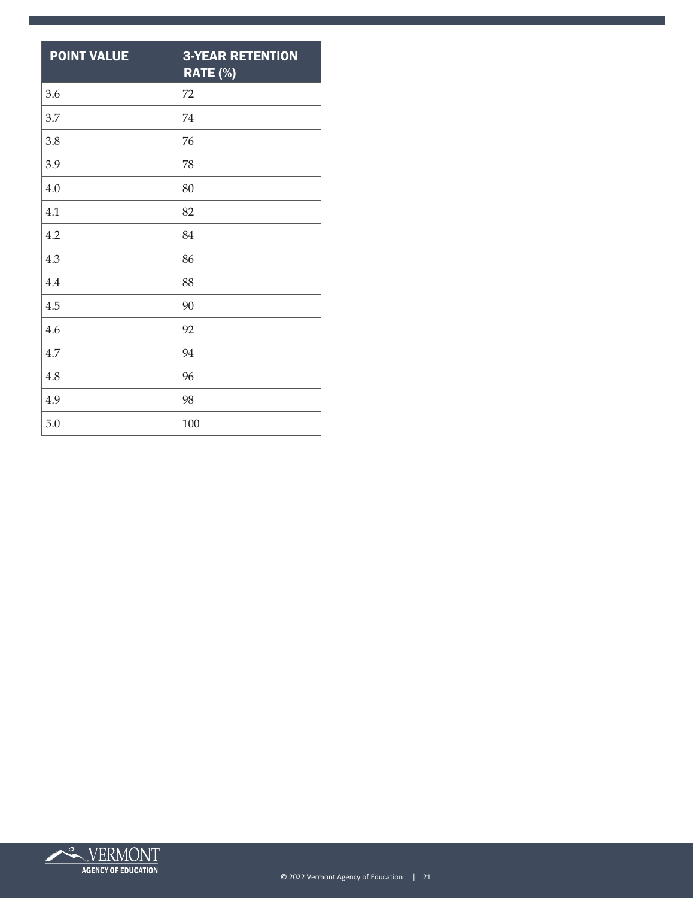| POINT VALUE | 3-YEAR RETENTION RATE (%) |
|---|---|
| 3.6 | 72 |
| 3.7 | 74 |
| 3.8 | 76 |
| 3.9 | 78 |
| 4.0 | 80 |
| 4.1 | 82 |
| 4.2 | 84 |
| 4.3 | 86 |
| 4.4 | 88 |
| 4.5 | 90 |
| 4.6 | 92 |
| 4.7 | 94 |
| 4.8 | 96 |
| 4.9 | 98 |
| 5.0 | 100 |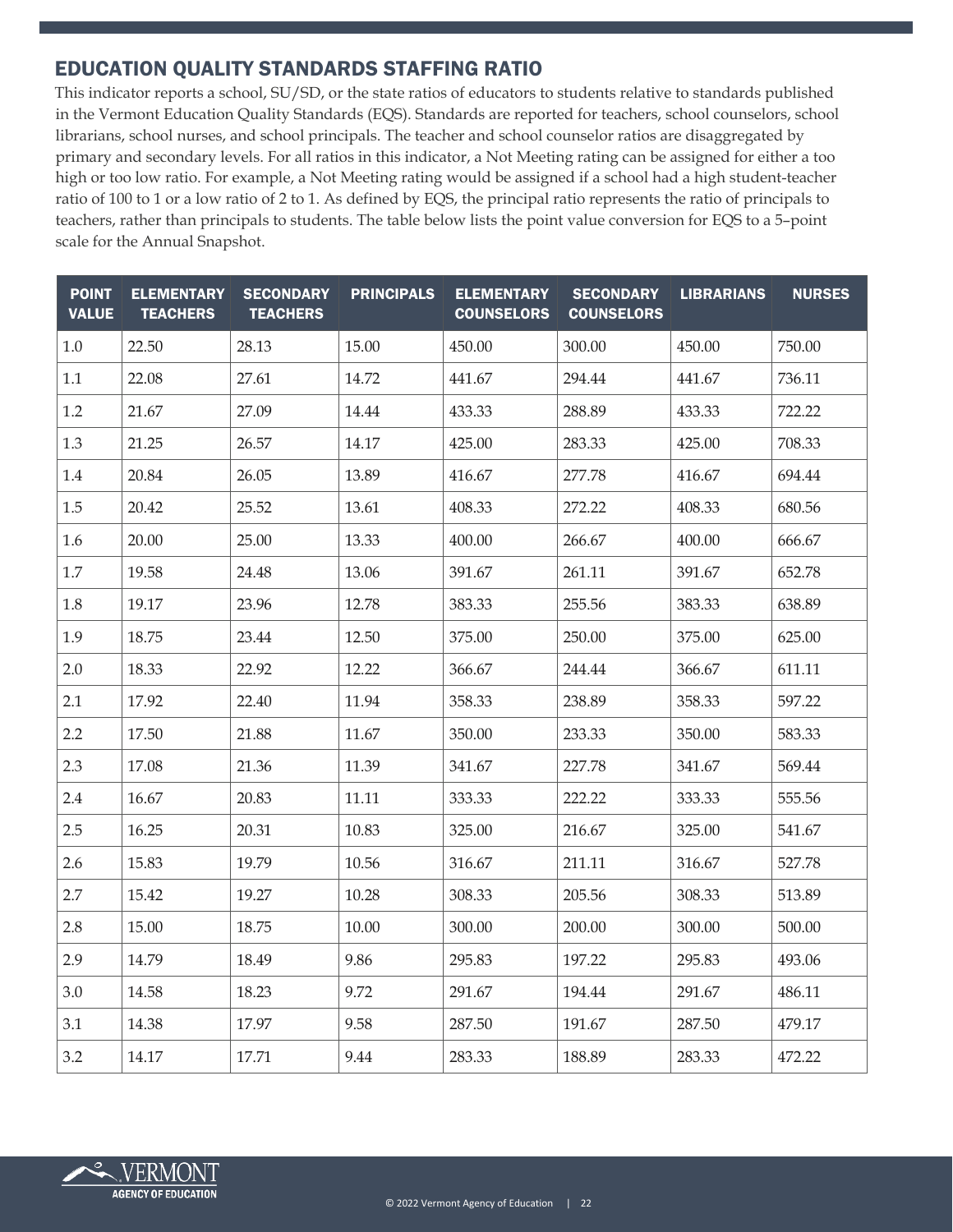## EDUCATION QUALITY STANDARDS STAFFING RATIO

This indicator reports a school, SU/SD, or the state ratios of educators to students relative to standards published in the Vermont Education Quality Standards (EQS). Standards are reported for teachers, school counselors, school librarians, school nurses, and school principals. The teacher and school counselor ratios are disaggregated by primary and secondary levels. For all ratios in this indicator, a Not Meeting rating can be assigned for either a too high or too low ratio. For example, a Not Meeting rating would be assigned if a school had a high student-teacher ratio of 100 to 1 or a low ratio of 2 to 1. As defined by EQS, the principal ratio represents the ratio of principals to teachers, rather than principals to students. The table below lists the point value conversion for EQS to a 5–point scale for the Annual Snapshot.

| POINT VALUE | ELEMENTARY TEACHERS | SECONDARY TEACHERS | PRINCIPALS | ELEMENTARY COUNSELORS | SECONDARY COUNSELORS | LIBRARIANS | NURSES |
|---|---|---|---|---|---|---|---|
| 1.0 | 22.50 | 28.13 | 15.00 | 450.00 | 300.00 | 450.00 | 750.00 |
| 1.1 | 22.08 | 27.61 | 14.72 | 441.67 | 294.44 | 441.67 | 736.11 |
| 1.2 | 21.67 | 27.09 | 14.44 | 433.33 | 288.89 | 433.33 | 722.22 |
| 1.3 | 21.25 | 26.57 | 14.17 | 425.00 | 283.33 | 425.00 | 708.33 |
| 1.4 | 20.84 | 26.05 | 13.89 | 416.67 | 277.78 | 416.67 | 694.44 |
| 1.5 | 20.42 | 25.52 | 13.61 | 408.33 | 272.22 | 408.33 | 680.56 |
| 1.6 | 20.00 | 25.00 | 13.33 | 400.00 | 266.67 | 400.00 | 666.67 |
| 1.7 | 19.58 | 24.48 | 13.06 | 391.67 | 261.11 | 391.67 | 652.78 |
| 1.8 | 19.17 | 23.96 | 12.78 | 383.33 | 255.56 | 383.33 | 638.89 |
| 1.9 | 18.75 | 23.44 | 12.50 | 375.00 | 250.00 | 375.00 | 625.00 |
| 2.0 | 18.33 | 22.92 | 12.22 | 366.67 | 244.44 | 366.67 | 611.11 |
| 2.1 | 17.92 | 22.40 | 11.94 | 358.33 | 238.89 | 358.33 | 597.22 |
| 2.2 | 17.50 | 21.88 | 11.67 | 350.00 | 233.33 | 350.00 | 583.33 |
| 2.3 | 17.08 | 21.36 | 11.39 | 341.67 | 227.78 | 341.67 | 569.44 |
| 2.4 | 16.67 | 20.83 | 11.11 | 333.33 | 222.22 | 333.33 | 555.56 |
| 2.5 | 16.25 | 20.31 | 10.83 | 325.00 | 216.67 | 325.00 | 541.67 |
| 2.6 | 15.83 | 19.79 | 10.56 | 316.67 | 211.11 | 316.67 | 527.78 |
| 2.7 | 15.42 | 19.27 | 10.28 | 308.33 | 205.56 | 308.33 | 513.89 |
| 2.8 | 15.00 | 18.75 | 10.00 | 300.00 | 200.00 | 300.00 | 500.00 |
| 2.9 | 14.79 | 18.49 | 9.86 | 295.83 | 197.22 | 295.83 | 493.06 |
| 3.0 | 14.58 | 18.23 | 9.72 | 291.67 | 194.44 | 291.67 | 486.11 |
| 3.1 | 14.38 | 17.97 | 9.58 | 287.50 | 191.67 | 287.50 | 479.17 |
| 3.2 | 14.17 | 17.71 | 9.44 | 283.33 | 188.89 | 283.33 | 472.22 |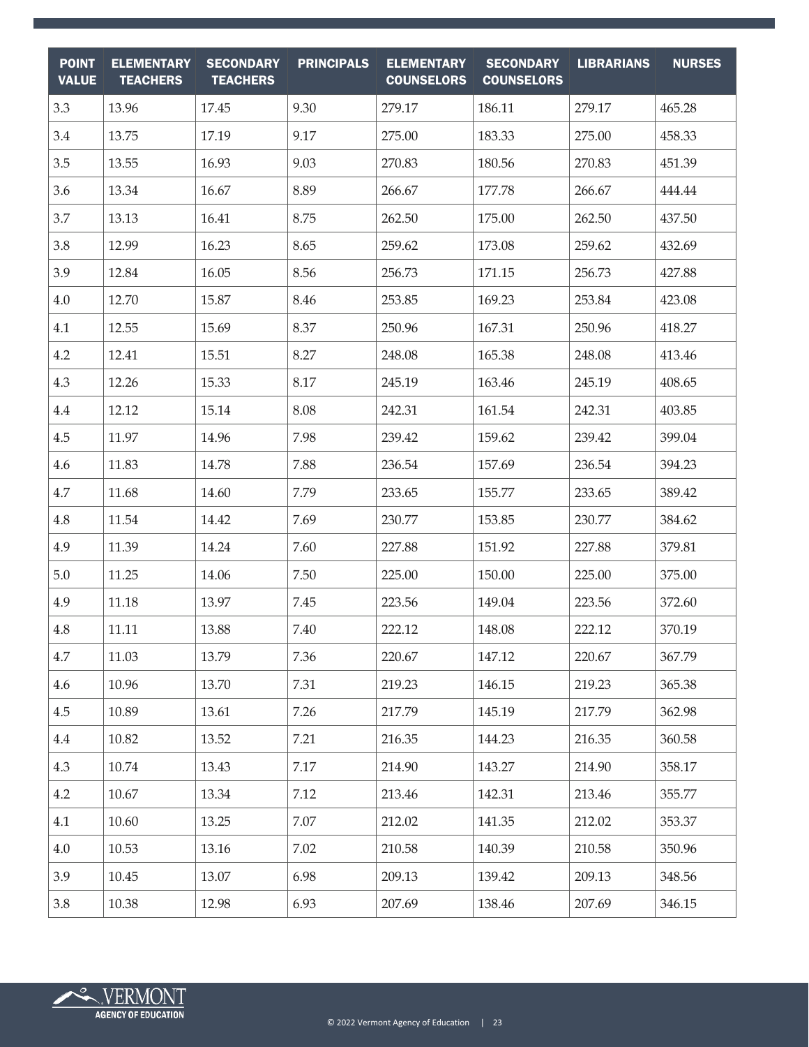| POINT VALUE | ELEMENTARY TEACHERS | SECONDARY TEACHERS | PRINCIPALS | ELEMENTARY COUNSELORS | SECONDARY COUNSELORS | LIBRARIANS | NURSES |
|---|---|---|---|---|---|---|---|
| 3.3 | 13.96 | 17.45 | 9.30 | 279.17 | 186.11 | 279.17 | 465.28 |
| 3.4 | 13.75 | 17.19 | 9.17 | 275.00 | 183.33 | 275.00 | 458.33 |
| 3.5 | 13.55 | 16.93 | 9.03 | 270.83 | 180.56 | 270.83 | 451.39 |
| 3.6 | 13.34 | 16.67 | 8.89 | 266.67 | 177.78 | 266.67 | 444.44 |
| 3.7 | 13.13 | 16.41 | 8.75 | 262.50 | 175.00 | 262.50 | 437.50 |
| 3.8 | 12.99 | 16.23 | 8.65 | 259.62 | 173.08 | 259.62 | 432.69 |
| 3.9 | 12.84 | 16.05 | 8.56 | 256.73 | 171.15 | 256.73 | 427.88 |
| 4.0 | 12.70 | 15.87 | 8.46 | 253.85 | 169.23 | 253.84 | 423.08 |
| 4.1 | 12.55 | 15.69 | 8.37 | 250.96 | 167.31 | 250.96 | 418.27 |
| 4.2 | 12.41 | 15.51 | 8.27 | 248.08 | 165.38 | 248.08 | 413.46 |
| 4.3 | 12.26 | 15.33 | 8.17 | 245.19 | 163.46 | 245.19 | 408.65 |
| 4.4 | 12.12 | 15.14 | 8.08 | 242.31 | 161.54 | 242.31 | 403.85 |
| 4.5 | 11.97 | 14.96 | 7.98 | 239.42 | 159.62 | 239.42 | 399.04 |
| 4.6 | 11.83 | 14.78 | 7.88 | 236.54 | 157.69 | 236.54 | 394.23 |
| 4.7 | 11.68 | 14.60 | 7.79 | 233.65 | 155.77 | 233.65 | 389.42 |
| 4.8 | 11.54 | 14.42 | 7.69 | 230.77 | 153.85 | 230.77 | 384.62 |
| 4.9 | 11.39 | 14.24 | 7.60 | 227.88 | 151.92 | 227.88 | 379.81 |
| 5.0 | 11.25 | 14.06 | 7.50 | 225.00 | 150.00 | 225.00 | 375.00 |
| 4.9 | 11.18 | 13.97 | 7.45 | 223.56 | 149.04 | 223.56 | 372.60 |
| 4.8 | 11.11 | 13.88 | 7.40 | 222.12 | 148.08 | 222.12 | 370.19 |
| 4.7 | 11.03 | 13.79 | 7.36 | 220.67 | 147.12 | 220.67 | 367.79 |
| 4.6 | 10.96 | 13.70 | 7.31 | 219.23 | 146.15 | 219.23 | 365.38 |
| 4.5 | 10.89 | 13.61 | 7.26 | 217.79 | 145.19 | 217.79 | 362.98 |
| 4.4 | 10.82 | 13.52 | 7.21 | 216.35 | 144.23 | 216.35 | 360.58 |
| 4.3 | 10.74 | 13.43 | 7.17 | 214.90 | 143.27 | 214.90 | 358.17 |
| 4.2 | 10.67 | 13.34 | 7.12 | 213.46 | 142.31 | 213.46 | 355.77 |
| 4.1 | 10.60 | 13.25 | 7.07 | 212.02 | 141.35 | 212.02 | 353.37 |
| 4.0 | 10.53 | 13.16 | 7.02 | 210.58 | 140.39 | 210.58 | 350.96 |
| 3.9 | 10.45 | 13.07 | 6.98 | 209.13 | 139.42 | 209.13 | 348.56 |
| 3.8 | 10.38 | 12.98 | 6.93 | 207.69 | 138.46 | 207.69 | 346.15 |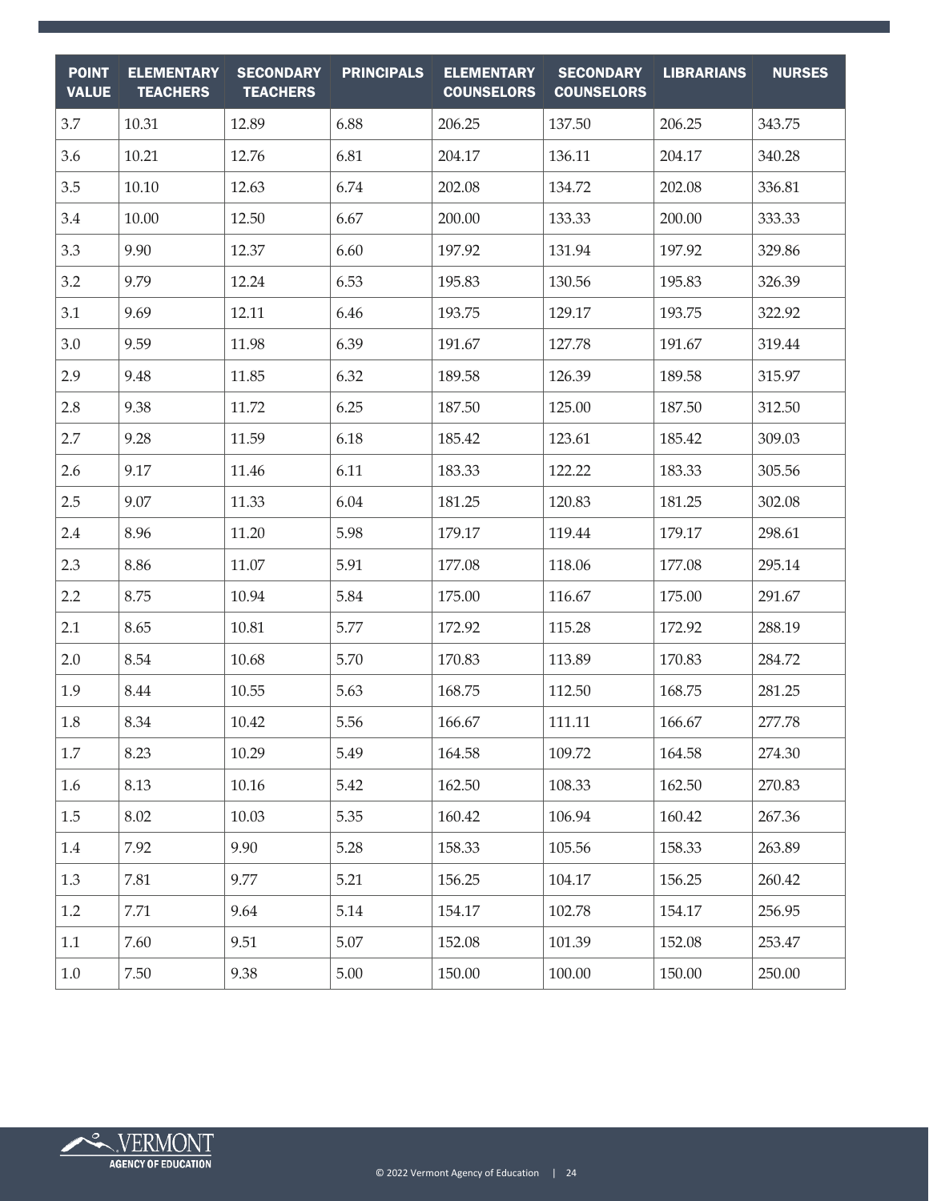| POINT VALUE | ELEMENTARY TEACHERS | SECONDARY TEACHERS | PRINCIPALS | ELEMENTARY COUNSELORS | SECONDARY COUNSELORS | LIBRARIANS | NURSES |
|---|---|---|---|---|---|---|---|
| 3.7 | 10.31 | 12.89 | 6.88 | 206.25 | 137.50 | 206.25 | 343.75 |
| 3.6 | 10.21 | 12.76 | 6.81 | 204.17 | 136.11 | 204.17 | 340.28 |
| 3.5 | 10.10 | 12.63 | 6.74 | 202.08 | 134.72 | 202.08 | 336.81 |
| 3.4 | 10.00 | 12.50 | 6.67 | 200.00 | 133.33 | 200.00 | 333.33 |
| 3.3 | 9.90 | 12.37 | 6.60 | 197.92 | 131.94 | 197.92 | 329.86 |
| 3.2 | 9.79 | 12.24 | 6.53 | 195.83 | 130.56 | 195.83 | 326.39 |
| 3.1 | 9.69 | 12.11 | 6.46 | 193.75 | 129.17 | 193.75 | 322.92 |
| 3.0 | 9.59 | 11.98 | 6.39 | 191.67 | 127.78 | 191.67 | 319.44 |
| 2.9 | 9.48 | 11.85 | 6.32 | 189.58 | 126.39 | 189.58 | 315.97 |
| 2.8 | 9.38 | 11.72 | 6.25 | 187.50 | 125.00 | 187.50 | 312.50 |
| 2.7 | 9.28 | 11.59 | 6.18 | 185.42 | 123.61 | 185.42 | 309.03 |
| 2.6 | 9.17 | 11.46 | 6.11 | 183.33 | 122.22 | 183.33 | 305.56 |
| 2.5 | 9.07 | 11.33 | 6.04 | 181.25 | 120.83 | 181.25 | 302.08 |
| 2.4 | 8.96 | 11.20 | 5.98 | 179.17 | 119.44 | 179.17 | 298.61 |
| 2.3 | 8.86 | 11.07 | 5.91 | 177.08 | 118.06 | 177.08 | 295.14 |
| 2.2 | 8.75 | 10.94 | 5.84 | 175.00 | 116.67 | 175.00 | 291.67 |
| 2.1 | 8.65 | 10.81 | 5.77 | 172.92 | 115.28 | 172.92 | 288.19 |
| 2.0 | 8.54 | 10.68 | 5.70 | 170.83 | 113.89 | 170.83 | 284.72 |
| 1.9 | 8.44 | 10.55 | 5.63 | 168.75 | 112.50 | 168.75 | 281.25 |
| 1.8 | 8.34 | 10.42 | 5.56 | 166.67 | 111.11 | 166.67 | 277.78 |
| 1.7 | 8.23 | 10.29 | 5.49 | 164.58 | 109.72 | 164.58 | 274.30 |
| 1.6 | 8.13 | 10.16 | 5.42 | 162.50 | 108.33 | 162.50 | 270.83 |
| 1.5 | 8.02 | 10.03 | 5.35 | 160.42 | 106.94 | 160.42 | 267.36 |
| 1.4 | 7.92 | 9.90 | 5.28 | 158.33 | 105.56 | 158.33 | 263.89 |
| 1.3 | 7.81 | 9.77 | 5.21 | 156.25 | 104.17 | 156.25 | 260.42 |
| 1.2 | 7.71 | 9.64 | 5.14 | 154.17 | 102.78 | 154.17 | 256.95 |
| 1.1 | 7.60 | 9.51 | 5.07 | 152.08 | 101.39 | 152.08 | 253.47 |
| 1.0 | 7.50 | 9.38 | 5.00 | 150.00 | 100.00 | 150.00 | 250.00 |